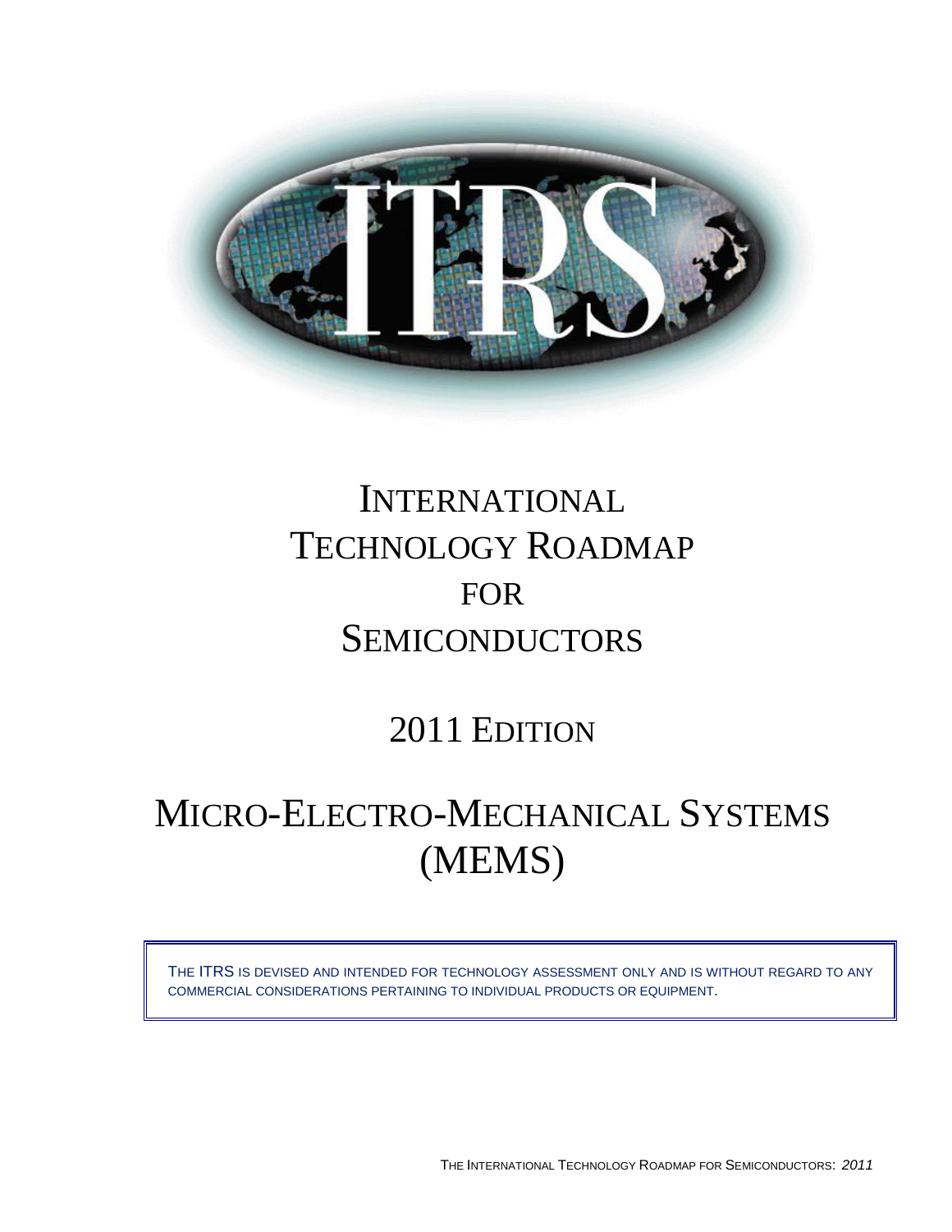# INTERNATIONAL TECHNOLOGY ROADMAP FOR SEMICONDUCTORS

## 2011 EDITION

# MICRO-ELECTRO-MECHANICAL SYSTEMS (MEMS)

THE ITRS IS DEVISED AND INTENDED FOR TECHNOLOGY ASSESSMENT ONLY AND IS WITHOUT REGARD TO ANY COMMERCIAL CONSIDERATIONS PERTAINING TO INDIVIDUAL PRODUCTS OR EQUIPMENT.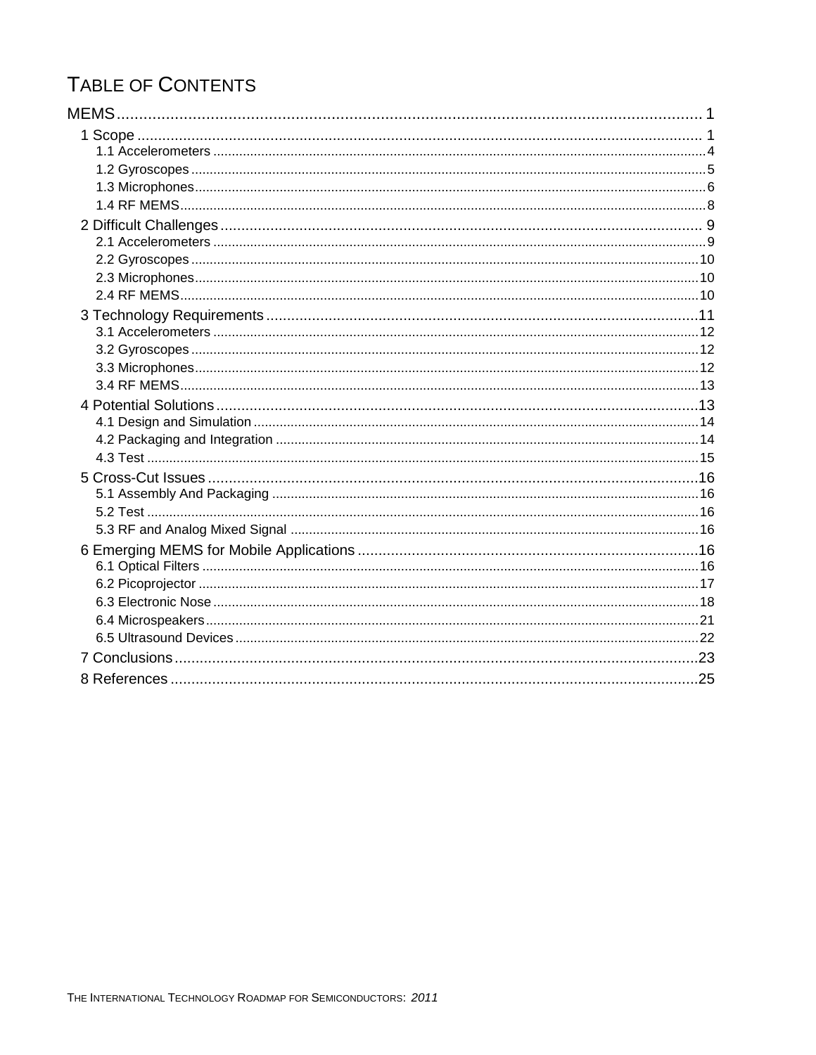# TABLE OF CONTENTS

MEMS ..... 1
- 1 Scope ..... 1
  - 1.1 Accelerometers ..... 4
  - 1.2 Gyroscopes ..... 5
  - 1.3 Microphones ..... 6
  - 1.4 RF MEMS ..... 8
- 2 Difficult Challenges ..... 9
  - 2.1 Accelerometers ..... 9
  - 2.2 Gyroscopes ..... 10
  - 2.3 Microphones ..... 10
  - 2.4 RF MEMS ..... 10
- 3 Technology Requirements ..... 11
  - 3.1 Accelerometers ..... 12
  - 3.2 Gyroscopes ..... 12
  - 3.3 Microphones ..... 12
  - 3.4 RF MEMS ..... 13
- 4 Potential Solutions ..... 13
  - 4.1 Design and Simulation ..... 14
  - 4.2 Packaging and Integration ..... 14
  - 4.3 Test ..... 15
- 5 Cross-Cut Issues ..... 16
  - 5.1 Assembly And Packaging ..... 16
  - 5.2 Test ..... 16
  - 5.3 RF and Analog Mixed Signal ..... 16
- 6 Emerging MEMS for Mobile Applications ..... 16
  - 6.1 Optical Filters ..... 16
  - 6.2 Picoprojector ..... 17
  - 6.3 Electronic Nose ..... 18
  - 6.4 Microspeakers ..... 21
  - 6.5 Ultrasound Devices ..... 22
- 7 Conclusions ..... 23
- 8 References ..... 25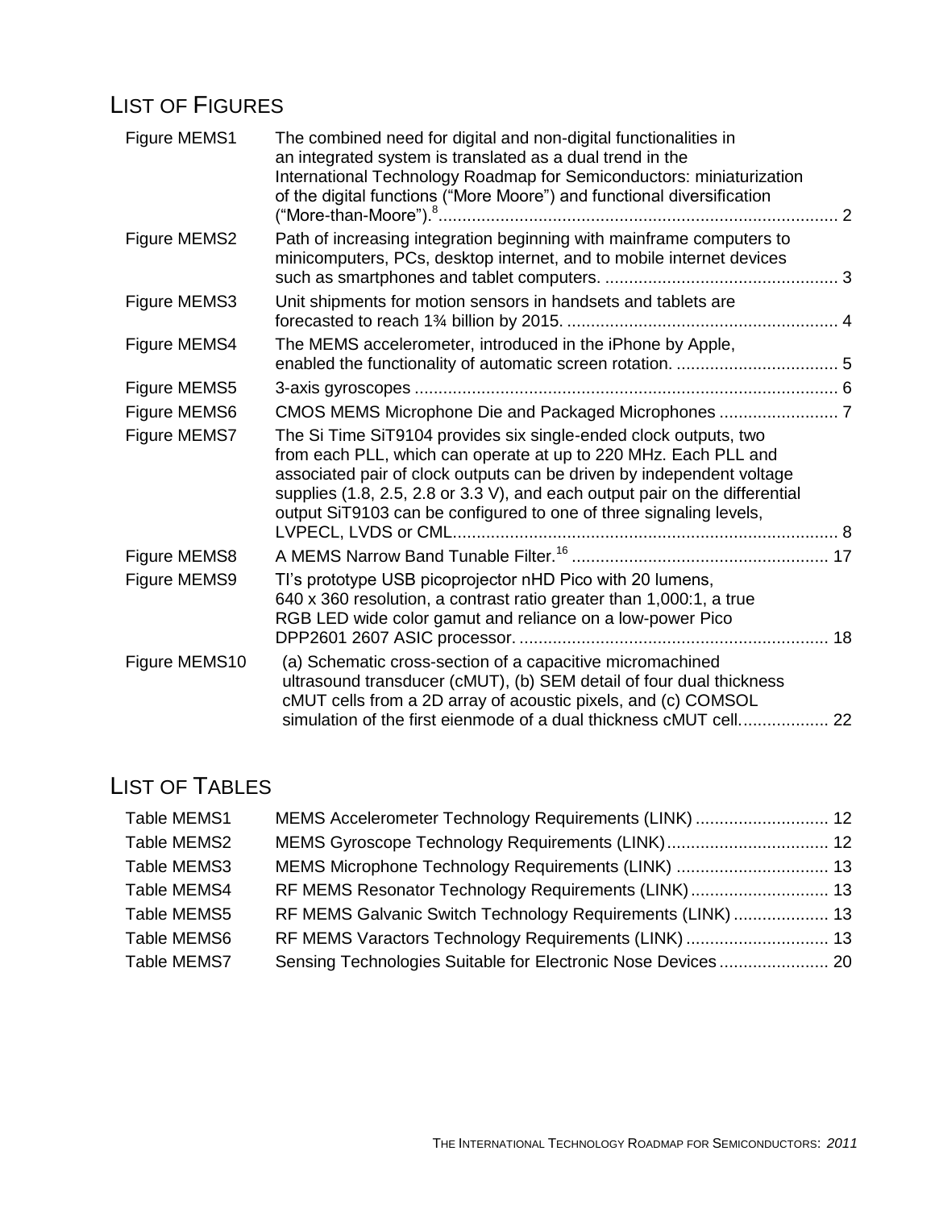## List of Figures

| | | |
|---|---|---|
| Figure MEMS1 | The combined need for digital and non-digital functionalities in an integrated system is translated as a dual trend in the International Technology Roadmap for Semiconductors: miniaturization of the digital functions (“More Moore”) and functional diversification (“More-than-Moore”).[8] | 2 |
| Figure MEMS2 | Path of increasing integration beginning with mainframe computers to minicomputers, PCs, desktop internet, and to mobile internet devices such as smartphones and tablet computers. | 3 |
| Figure MEMS3 | Unit shipments for motion sensors in handsets and tablets are forecasted to reach 1¾ billion by 2015. | 4 |
| Figure MEMS4 | The MEMS accelerometer, introduced in the iPhone by Apple, enabled the functionality of automatic screen rotation. | 5 |
| Figure MEMS5 | 3-axis gyroscopes | 6 |
| Figure MEMS6 | CMOS MEMS Microphone Die and Packaged Microphones | 7 |
| Figure MEMS7 | The Si Time SiT9104 provides six single-ended clock outputs, two from each PLL, which can operate at up to 220 MHz. Each PLL and associated pair of clock outputs can be driven by independent voltage supplies (1.8, 2.5, 2.8 or 3.3 V), and each output pair on the differential output SiT9103 can be configured to one of three signaling levels, LVPECL, LVDS or CML. | 8 |
| Figure MEMS8 | A MEMS Narrow Band Tunable Filter.[16] | 17 |
| Figure MEMS9 | TI’s prototype USB picoprojector nHD Pico with 20 lumens, 640 x 360 resolution, a contrast ratio greater than 1,000:1, a true RGB LED wide color gamut and reliance on a low-power Pico DPP2601 2607 ASIC processor. | 18 |
| Figure MEMS10 | (a) Schematic cross-section of a capacitive micromachined ultrasound transducer (cMUT), (b) SEM detail of four dual thickness cMUT cells from a 2D array of acoustic pixels, and (c) COMSOL simulation of the first eienmode of a dual thickness cMUT cell. | 22 |

## List of Tables

| | | |
|---|---|---|
| Table MEMS1 | MEMS Accelerometer Technology Requirements (LINK) | 12 |
| Table MEMS2 | MEMS Gyroscope Technology Requirements (LINK) | 12 |
| Table MEMS3 | MEMS Microphone Technology Requirements (LINK) | 13 |
| Table MEMS4 | RF MEMS Resonator Technology Requirements (LINK) | 13 |
| Table MEMS5 | RF MEMS Galvanic Switch Technology Requirements (LINK) | 13 |
| Table MEMS6 | RF MEMS Varactors Technology Requirements (LINK) | 13 |
| Table MEMS7 | Sensing Technologies Suitable for Electronic Nose Devices | 20 |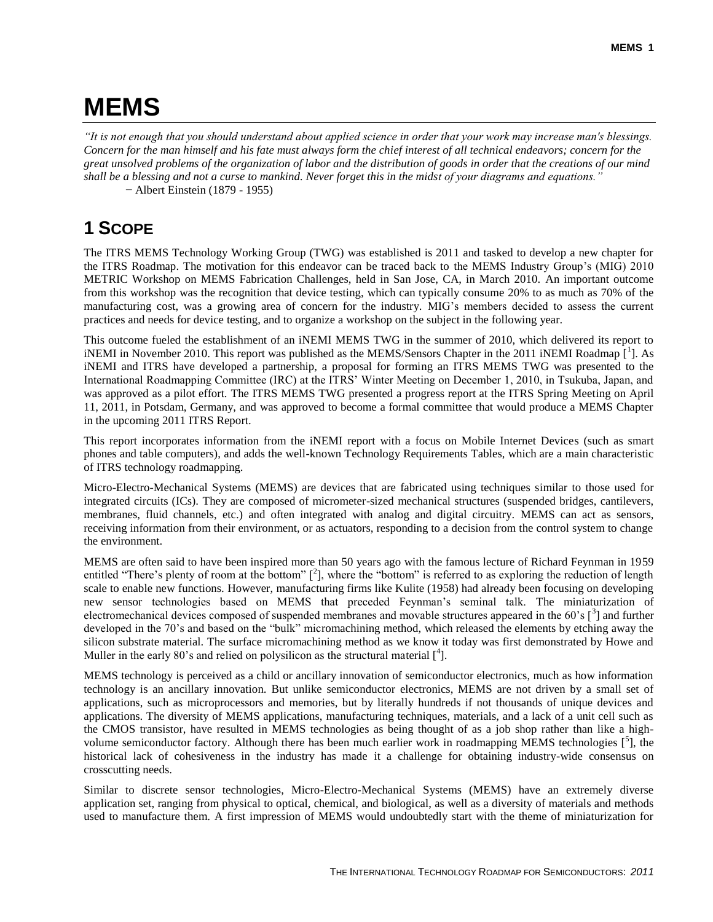# MEMS

*"It is not enough that you should understand about applied science in order that your work may increase man's blessings. Concern for the man himself and his fate must always form the chief interest of all technical endeavors; concern for the great unsolved problems of the organization of labor and the distribution of goods in order that the creations of our mind shall be a blessing and not a curse to mankind. Never forget this in the midst of your diagrams and equations."*

− Albert Einstein (1879 - 1955)

## 1 Scope

The ITRS MEMS Technology Working Group (TWG) was established is 2011 and tasked to develop a new chapter for the ITRS Roadmap. The motivation for this endeavor can be traced back to the MEMS Industry Group's (MIG) 2010 METRIC Workshop on MEMS Fabrication Challenges, held in San Jose, CA, in March 2010. An important outcome from this workshop was the recognition that device testing, which can typically consume 20% to as much as 70% of the manufacturing cost, was a growing area of concern for the industry. MIG's members decided to assess the current practices and needs for device testing, and to organize a workshop on the subject in the following year.

This outcome fueled the establishment of an iNEMI MEMS TWG in the summer of 2010, which delivered its report to iNEMI in November 2010. This report was published as the MEMS/Sensors Chapter in the 2011 iNEMI Roadmap [1]. As iNEMI and ITRS have developed a partnership, a proposal for forming an ITRS MEMS TWG was presented to the International Roadmapping Committee (IRC) at the ITRS' Winter Meeting on December 1, 2010, in Tsukuba, Japan, and was approved as a pilot effort. The ITRS MEMS TWG presented a progress report at the ITRS Spring Meeting on April 11, 2011, in Potsdam, Germany, and was approved to become a formal committee that would produce a MEMS Chapter in the upcoming 2011 ITRS Report.

This report incorporates information from the iNEMI report with a focus on Mobile Internet Devices (such as smart phones and table computers), and adds the well-known Technology Requirements Tables, which are a main characteristic of ITRS technology roadmapping.

Micro-Electro-Mechanical Systems (MEMS) are devices that are fabricated using techniques similar to those used for integrated circuits (ICs). They are composed of micrometer-sized mechanical structures (suspended bridges, cantilevers, membranes, fluid channels, etc.) and often integrated with analog and digital circuitry. MEMS can act as sensors, receiving information from their environment, or as actuators, responding to a decision from the control system to change the environment.

MEMS are often said to have been inspired more than 50 years ago with the famous lecture of Richard Feynman in 1959 entitled "There's plenty of room at the bottom" [2], where the "bottom" is referred to as exploring the reduction of length scale to enable new functions. However, manufacturing firms like Kulite (1958) had already been focusing on developing new sensor technologies based on MEMS that preceded Feynman's seminal talk. The miniaturization of electromechanical devices composed of suspended membranes and movable structures appeared in the 60's [3] and further developed in the 70's and based on the "bulk" micromachining method, which released the elements by etching away the silicon substrate material. The surface micromachining method as we know it today was first demonstrated by Howe and Muller in the early 80's and relied on polysilicon as the structural material [4].

MEMS technology is perceived as a child or ancillary innovation of semiconductor electronics, much as how information technology is an ancillary innovation. But unlike semiconductor electronics, MEMS are not driven by a small set of applications, such as microprocessors and memories, but by literally hundreds if not thousands of unique devices and applications. The diversity of MEMS applications, manufacturing techniques, materials, and a lack of a unit cell such as the CMOS transistor, have resulted in MEMS technologies as being thought of as a job shop rather than like a high-volume semiconductor factory. Although there has been much earlier work in roadmapping MEMS technologies [5], the historical lack of cohesiveness in the industry has made it a challenge for obtaining industry-wide consensus on crosscutting needs.

Similar to discrete sensor technologies, Micro-Electro-Mechanical Systems (MEMS) have an extremely diverse application set, ranging from physical to optical, chemical, and biological, as well as a diversity of materials and methods used to manufacture them. A first impression of MEMS would undoubtedly start with the theme of miniaturization for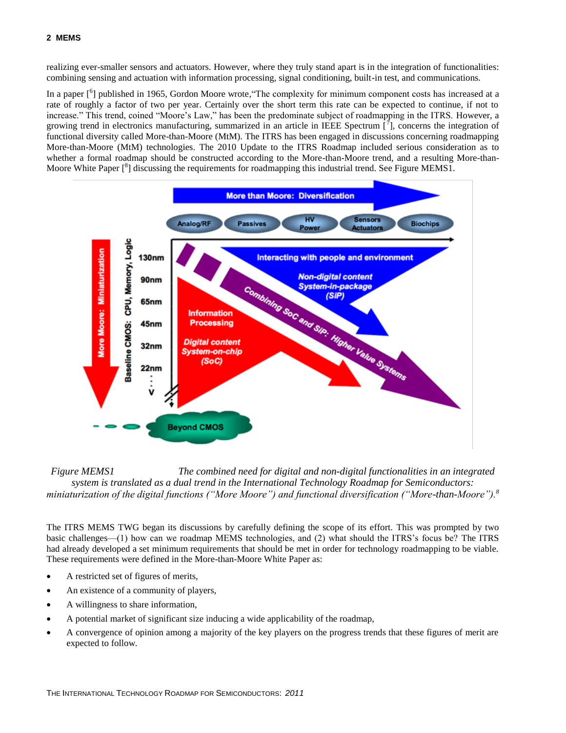realizing ever-smaller sensors and actuators. However, where they truly stand apart is in the integration of functionalities: combining sensing and actuation with information processing, signal conditioning, built-in test, and communications.

In a paper [6] published in 1965, Gordon Moore wrote,"The complexity for minimum component costs has increased at a rate of roughly a factor of two per year. Certainly over the short term this rate can be expected to continue, if not to increase." This trend, coined "Moore's Law," has been the predominate subject of roadmapping in the ITRS. However, a growing trend in electronics manufacturing, summarized in an article in IEEE Spectrum [7], concerns the integration of functional diversity called More-than-Moore (MtM). The ITRS has been engaged in discussions concerning roadmapping More-than-Moore (MtM) technologies. The 2010 Update to the ITRS Roadmap included serious consideration as to whether a formal roadmap should be constructed according to the More-than-Moore trend, and a resulting More-than-Moore White Paper [8] discussing the requirements for roadmapping this industrial trend. See Figure MEMS1.

*Figure MEMS1 The combined need for digital and non-digital functionalities in an integrated system is translated as a dual trend in the International Technology Roadmap for Semiconductors: miniaturization of the digital functions ("More Moore") and functional diversification ("More-than-Moore").*[8]

The ITRS MEMS TWG began its discussions by carefully defining the scope of its effort. This was prompted by two basic challenges—(1) how can we roadmap MEMS technologies, and (2) what should the ITRS's focus be? The ITRS had already developed a set minimum requirements that should be met in order for technology roadmapping to be viable. These requirements were defined in the More-than-Moore White Paper as:

- A restricted set of figures of merits,
- An existence of a community of players,
- A willingness to share information,
- A potential market of significant size inducing a wide applicability of the roadmap,
- A convergence of opinion among a majority of the key players on the progress trends that these figures of merit are expected to follow.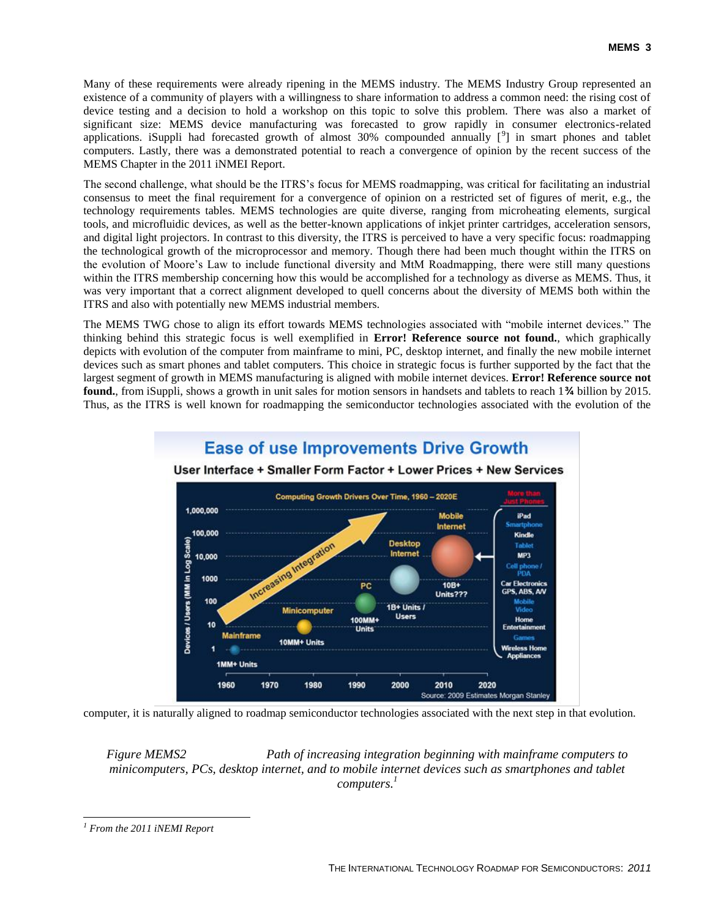Many of these requirements were already ripening in the MEMS industry. The MEMS Industry Group represented an existence of a community of players with a willingness to share information to address a common need: the rising cost of device testing and a decision to hold a workshop on this topic to solve this problem. There was also a market of significant size: MEMS device manufacturing was forecasted to grow rapidly in consumer electronics-related applications. iSuppli had forecasted growth of almost 30% compounded annually [[9]] in smart phones and tablet computers. Lastly, there was a demonstrated potential to reach a convergence of opinion by the recent success of the MEMS Chapter in the 2011 iNMEI Report.

The second challenge, what should be the ITRS's focus for MEMS roadmapping, was critical for facilitating an industrial consensus to meet the final requirement for a convergence of opinion on a restricted set of figures of merit, e.g., the technology requirements tables. MEMS technologies are quite diverse, ranging from microheating elements, surgical tools, and microfluidic devices, as well as the better-known applications of inkjet printer cartridges, acceleration sensors, and digital light projectors. In contrast to this diversity, the ITRS is perceived to have a very specific focus: roadmapping the technological growth of the microprocessor and memory. Though there had been much thought within the ITRS on the evolution of Moore's Law to include functional diversity and MtM Roadmapping, there were still many questions within the ITRS membership concerning how this would be accomplished for a technology as diverse as MEMS. Thus, it was very important that a correct alignment developed to quell concerns about the diversity of MEMS both within the ITRS and also with potentially new MEMS industrial members.

The MEMS TWG chose to align its effort towards MEMS technologies associated with "mobile internet devices." The thinking behind this strategic focus is well exemplified in **Error! Reference source not found.**, which graphically depicts with evolution of the computer from mainframe to mini, PC, desktop internet, and finally the new mobile internet devices such as smart phones and tablet computers. This choice in strategic focus is further supported by the fact that the largest segment of growth in MEMS manufacturing is aligned with mobile internet devices. **Error! Reference source not found.**, from iSuppli, shows a growth in unit sales for motion sensors in handsets and tablets to reach 1¾ billion by 2015. Thus, as the ITRS is well known for roadmapping the semiconductor technologies associated with the evolution of the computer, it is naturally aligned to roadmap semiconductor technologies associated with the next step in that evolution.

*Figure MEMS2 Path of increasing integration beginning with mainframe computers to minicomputers, PCs, desktop internet, and to mobile internet devices such as smartphones and tablet computers.[1]*

[1] *From the 2011 iNEMI Report*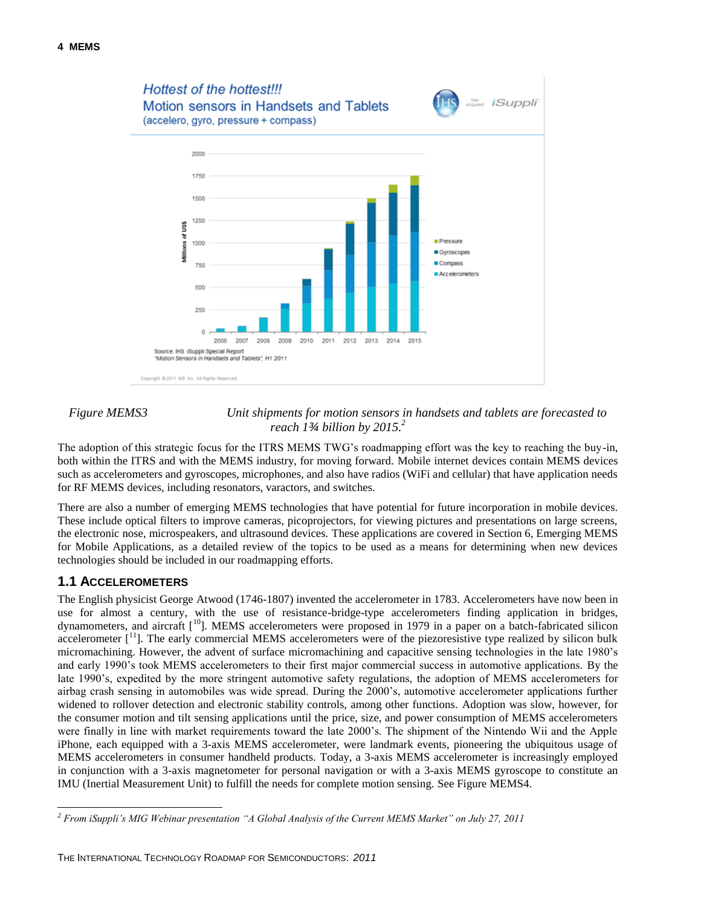Figure MEMS3 *Unit shipments for motion sensors in handsets and tablets are forecasted to reach 1¾ billion by 2015.*[2]

The adoption of this strategic focus for the ITRS MEMS TWG's roadmapping effort was the key to reaching the buy-in, both within the ITRS and with the MEMS industry, for moving forward. Mobile internet devices contain MEMS devices such as accelerometers and gyroscopes, microphones, and also have radios (WiFi and cellular) that have application needs for RF MEMS devices, including resonators, varactors, and switches.

There are also a number of emerging MEMS technologies that have potential for future incorporation in mobile devices. These include optical filters to improve cameras, picoprojectors, for viewing pictures and presentations on large screens, the electronic nose, microspeakers, and ultrasound devices. These applications are covered in Section 6, Emerging MEMS for Mobile Applications, as a detailed review of the topics to be used as a means for determining when new devices technologies should be included in our roadmapping efforts.

## 1.1 Accelerometers

The English physicist George Atwood (1746-1807) invented the accelerometer in 1783. Accelerometers have now been in use for almost a century, with the use of resistance-bridge-type accelerometers finding application in bridges, dynamometers, and aircraft [10]. MEMS accelerometers were proposed in 1979 in a paper on a batch-fabricated silicon accelerometer [11]. The early commercial MEMS accelerometers were of the piezoresistive type realized by silicon bulk micromachining. However, the advent of surface micromachining and capacitive sensing technologies in the late 1980's and early 1990's took MEMS accelerometers to their first major commercial success in automotive applications. By the late 1990's, expedited by the more stringent automotive safety regulations, the adoption of MEMS accelerometers for airbag crash sensing in automobiles was wide spread. During the 2000's, automotive accelerometer applications further widened to rollover detection and electronic stability controls, among other functions. Adoption was slow, however, for the consumer motion and tilt sensing applications until the price, size, and power consumption of MEMS accelerometers were finally in line with market requirements toward the late 2000's. The shipment of the Nintendo Wii and the Apple iPhone, each equipped with a 3-axis MEMS accelerometer, were landmark events, pioneering the ubiquitous usage of MEMS accelerometers in consumer handheld products. Today, a 3-axis MEMS accelerometer is increasingly employed in conjunction with a 3-axis magnetometer for personal navigation or with a 3-axis MEMS gyroscope to constitute an IMU (Inertial Measurement Unit) to fulfill the needs for complete motion sensing. See Figure MEMS4.

---

[2] *From iSuppli's MIG Webinar presentation "A Global Analysis of the Current MEMS Market" on July 27, 2011*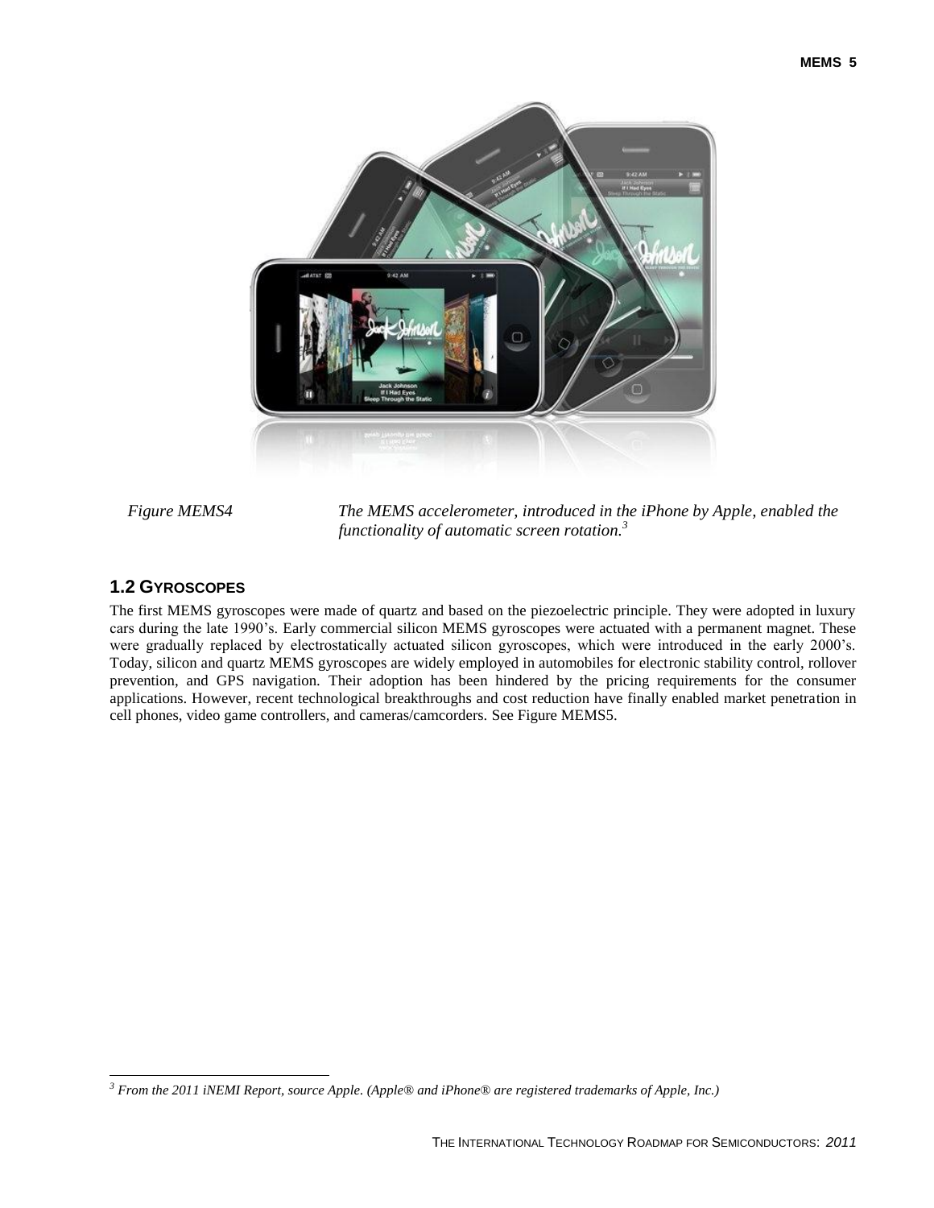Figure MEMS4 *The MEMS accelerometer, introduced in the iPhone by Apple, enabled the functionality of automatic screen rotation.*[3]

## 1.2 GYROSCOPES

The first MEMS gyroscopes were made of quartz and based on the piezoelectric principle. They were adopted in luxury cars during the late 1990's. Early commercial silicon MEMS gyroscopes were actuated with a permanent magnet. These were gradually replaced by electrostatically actuated silicon gyroscopes, which were introduced in the early 2000's. Today, silicon and quartz MEMS gyroscopes are widely employed in automobiles for electronic stability control, rollover prevention, and GPS navigation. Their adoption has been hindered by the pricing requirements for the consumer applications. However, recent technological breakthroughs and cost reduction have finally enabled market penetration in cell phones, video game controllers, and cameras/camcorders. See Figure MEMS5.

---

[3] *From the 2011 iNEMI Report, source Apple. (Apple® and iPhone® are registered trademarks of Apple, Inc.)*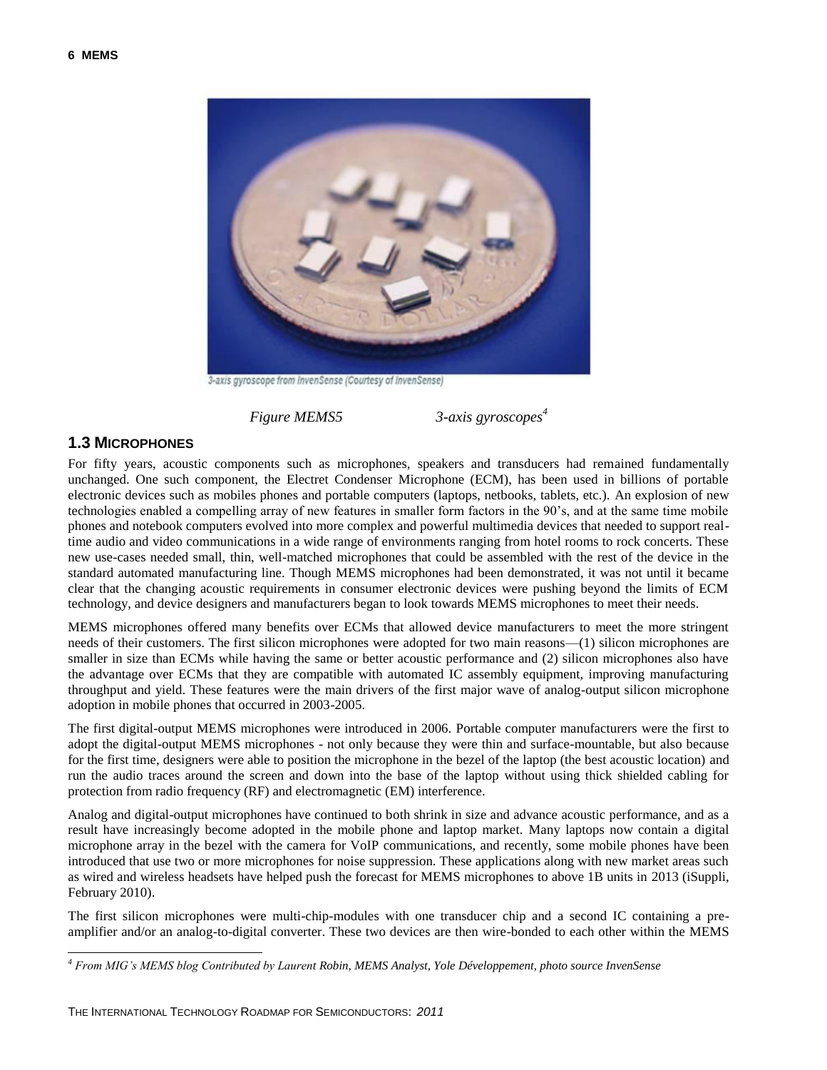3-axis gyroscope from InvenSense (Courtesy of InvenSense)

*Figure MEMS5 3-axis gyroscopes*[4]

## 1.3 Microphones

For fifty years, acoustic components such as microphones, speakers and transducers had remained fundamentally unchanged. One such component, the Electret Condenser Microphone (ECM), has been used in billions of portable electronic devices such as mobiles phones and portable computers (laptops, netbooks, tablets, etc.). An explosion of new technologies enabled a compelling array of new features in smaller form factors in the 90's, and at the same time mobile phones and notebook computers evolved into more complex and powerful multimedia devices that needed to support real-time audio and video communications in a wide range of environments ranging from hotel rooms to rock concerts. These new use-cases needed small, thin, well-matched microphones that could be assembled with the rest of the device in the standard automated manufacturing line. Though MEMS microphones had been demonstrated, it was not until it became clear that the changing acoustic requirements in consumer electronic devices were pushing beyond the limits of ECM technology, and device designers and manufacturers began to look towards MEMS microphones to meet their needs.

MEMS microphones offered many benefits over ECMs that allowed device manufacturers to meet the more stringent needs of their customers. The first silicon microphones were adopted for two main reasons—(1) silicon microphones are smaller in size than ECMs while having the same or better acoustic performance and (2) silicon microphones also have the advantage over ECMs that they are compatible with automated IC assembly equipment, improving manufacturing throughput and yield. These features were the main drivers of the first major wave of analog-output silicon microphone adoption in mobile phones that occurred in 2003-2005.

The first digital-output MEMS microphones were introduced in 2006. Portable computer manufacturers were the first to adopt the digital-output MEMS microphones - not only because they were thin and surface-mountable, but also because for the first time, designers were able to position the microphone in the bezel of the laptop (the best acoustic location) and run the audio traces around the screen and down into the base of the laptop without using thick shielded cabling for protection from radio frequency (RF) and electromagnetic (EM) interference.

Analog and digital-output microphones have continued to both shrink in size and advance acoustic performance, and as a result have increasingly become adopted in the mobile phone and laptop market. Many laptops now contain a digital microphone array in the bezel with the camera for VoIP communications, and recently, some mobile phones have been introduced that use two or more microphones for noise suppression. These applications along with new market areas such as wired and wireless headsets have helped push the forecast for MEMS microphones to above 1B units in 2013 (iSuppli, February 2010).

The first silicon microphones were multi-chip-modules with one transducer chip and a second IC containing a pre-amplifier and/or an analog-to-digital converter. These two devices are then wire-bonded to each other within the MEMS

---

[4] *From MIG's MEMS blog Contributed by Laurent Robin, MEMS Analyst, Yole Développement, photo source InvenSense*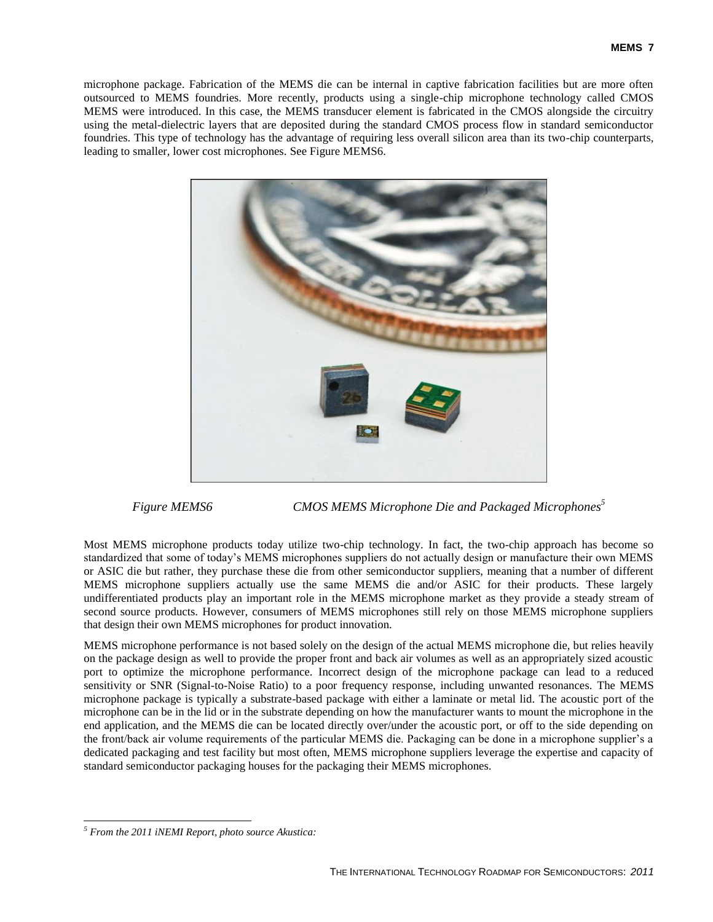microphone package. Fabrication of the MEMS die can be internal in captive fabrication facilities but are more often outsourced to MEMS foundries. More recently, products using a single-chip microphone technology called CMOS MEMS were introduced. In this case, the MEMS transducer element is fabricated in the CMOS alongside the circuitry using the metal-dielectric layers that are deposited during the standard CMOS process flow in standard semiconductor foundries. This type of technology has the advantage of requiring less overall silicon area than its two-chip counterparts, leading to smaller, lower cost microphones. See Figure MEMS6.

*Figure MEMS6 CMOS MEMS Microphone Die and Packaged Microphones*[5]

Most MEMS microphone products today utilize two-chip technology. In fact, the two-chip approach has become so standardized that some of today's MEMS microphones suppliers do not actually design or manufacture their own MEMS or ASIC die but rather, they purchase these die from other semiconductor suppliers, meaning that a number of different MEMS microphone suppliers actually use the same MEMS die and/or ASIC for their products. These largely undifferentiated products play an important role in the MEMS microphone market as they provide a steady stream of second source products. However, consumers of MEMS microphones still rely on those MEMS microphone suppliers that design their own MEMS microphones for product innovation.

MEMS microphone performance is not based solely on the design of the actual MEMS microphone die, but relies heavily on the package design as well to provide the proper front and back air volumes as well as an appropriately sized acoustic port to optimize the microphone performance. Incorrect design of the microphone package can lead to a reduced sensitivity or SNR (Signal-to-Noise Ratio) to a poor frequency response, including unwanted resonances. The MEMS microphone package is typically a substrate-based package with either a laminate or metal lid. The acoustic port of the microphone can be in the lid or in the substrate depending on how the manufacturer wants to mount the microphone in the end application, and the MEMS die can be located directly over/under the acoustic port, or off to the side depending on the front/back air volume requirements of the particular MEMS die. Packaging can be done in a microphone supplier's a dedicated packaging and test facility but most often, MEMS microphone suppliers leverage the expertise and capacity of standard semiconductor packaging houses for the packaging their MEMS microphones.

---

[5] *From the 2011 iNEMI Report, photo source Akustica:*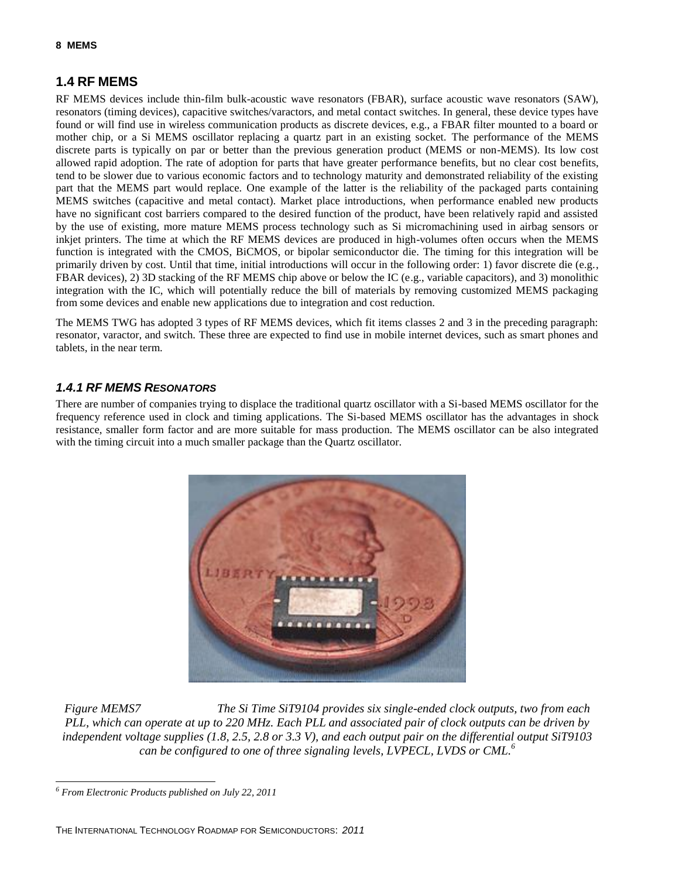## 1.4 RF MEMS

RF MEMS devices include thin-film bulk-acoustic wave resonators (FBAR), surface acoustic wave resonators (SAW), resonators (timing devices), capacitive switches/varactors, and metal contact switches. In general, these device types have found or will find use in wireless communication products as discrete devices, e.g., a FBAR filter mounted to a board or mother chip, or a Si MEMS oscillator replacing a quartz part in an existing socket. The performance of the MEMS discrete parts is typically on par or better than the previous generation product (MEMS or non-MEMS). Its low cost allowed rapid adoption. The rate of adoption for parts that have greater performance benefits, but no clear cost benefits, tend to be slower due to various economic factors and to technology maturity and demonstrated reliability of the existing part that the MEMS part would replace. One example of the latter is the reliability of the packaged parts containing MEMS switches (capacitive and metal contact). Market place introductions, when performance enabled new products have no significant cost barriers compared to the desired function of the product, have been relatively rapid and assisted by the use of existing, more mature MEMS process technology such as Si micromachining used in airbag sensors or inkjet printers. The time at which the RF MEMS devices are produced in high-volumes often occurs when the MEMS function is integrated with the CMOS, BiCMOS, or bipolar semiconductor die. The timing for this integration will be primarily driven by cost. Until that time, initial introductions will occur in the following order: 1) favor discrete die (e.g., FBAR devices), 2) 3D stacking of the RF MEMS chip above or below the IC (e.g., variable capacitors), and 3) monolithic integration with the IC, which will potentially reduce the bill of materials by removing customized MEMS packaging from some devices and enable new applications due to integration and cost reduction.

The MEMS TWG has adopted 3 types of RF MEMS devices, which fit items classes 2 and 3 in the preceding paragraph: resonator, varactor, and switch. These three are expected to find use in mobile internet devices, such as smart phones and tablets, in the near term.

### *1.4.1 RF MEMS Resonators*

There are number of companies trying to displace the traditional quartz oscillator with a Si-based MEMS oscillator for the frequency reference used in clock and timing applications. The Si-based MEMS oscillator has the advantages in shock resistance, smaller form factor and are more suitable for mass production. The MEMS oscillator can be also integrated with the timing circuit into a much smaller package than the Quartz oscillator.

*Figure MEMS7 The Si Time SiT9104 provides six single-ended clock outputs, two from each PLL, which can operate at up to 220 MHz. Each PLL and associated pair of clock outputs can be driven by independent voltage supplies (1.8, 2.5, 2.8 or 3.3 V), and each output pair on the differential output SiT9103 can be configured to one of three signaling levels, LVPECL, LVDS or CML.*[6]

[6] *From Electronic Products published on July 22, 2011*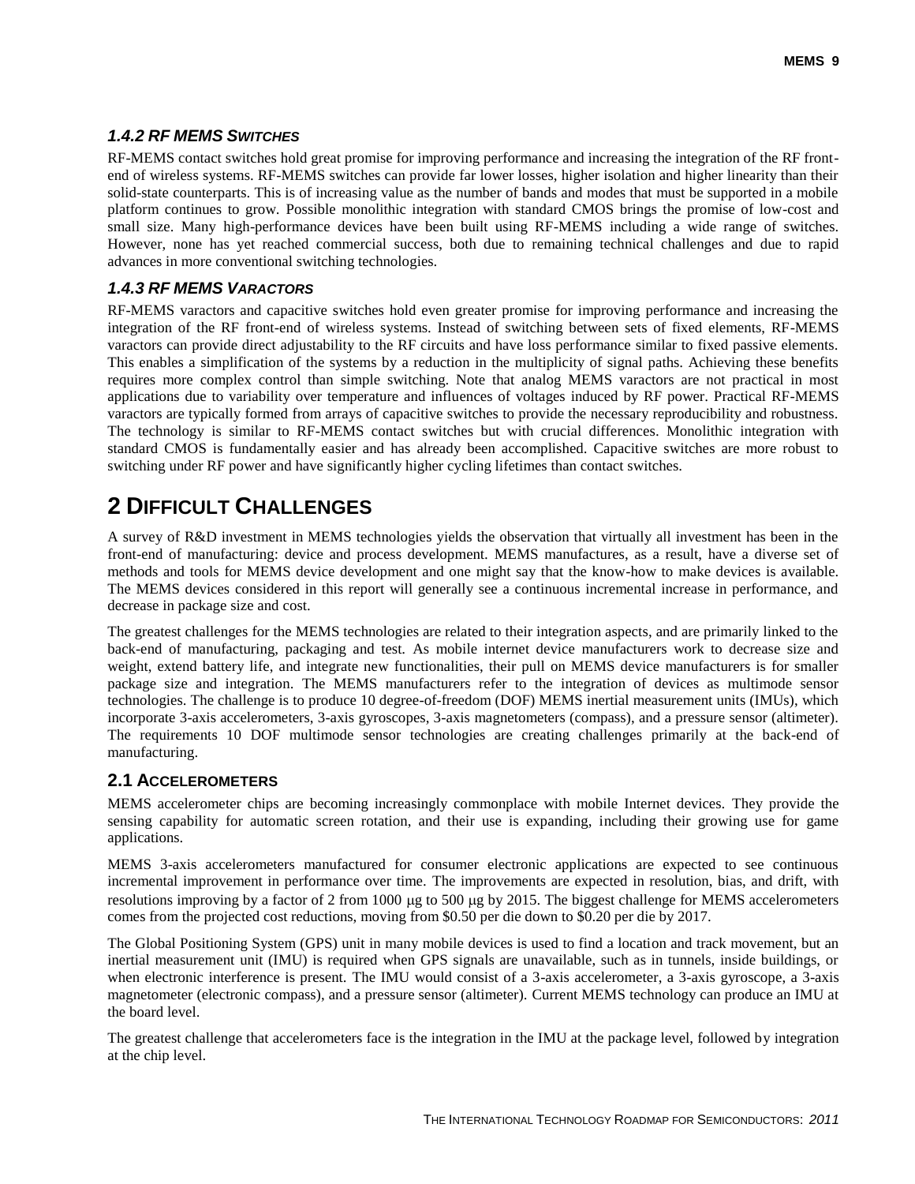### *1.4.2 RF MEMS SWITCHES*

RF-MEMS contact switches hold great promise for improving performance and increasing the integration of the RF front-end of wireless systems. RF-MEMS switches can provide far lower losses, higher isolation and higher linearity than their solid-state counterparts. This is of increasing value as the number of bands and modes that must be supported in a mobile platform continues to grow. Possible monolithic integration with standard CMOS brings the promise of low-cost and small size. Many high-performance devices have been built using RF-MEMS including a wide range of switches. However, none has yet reached commercial success, both due to remaining technical challenges and due to rapid advances in more conventional switching technologies.

### *1.4.3 RF MEMS VARACTORS*

RF-MEMS varactors and capacitive switches hold even greater promise for improving performance and increasing the integration of the RF front-end of wireless systems. Instead of switching between sets of fixed elements, RF-MEMS varactors can provide direct adjustability to the RF circuits and have loss performance similar to fixed passive elements. This enables a simplification of the systems by a reduction in the multiplicity of signal paths. Achieving these benefits requires more complex control than simple switching. Note that analog MEMS varactors are not practical in most applications due to variability over temperature and influences of voltages induced by RF power. Practical RF-MEMS varactors are typically formed from arrays of capacitive switches to provide the necessary reproducibility and robustness. The technology is similar to RF-MEMS contact switches but with crucial differences. Monolithic integration with standard CMOS is fundamentally easier and has already been accomplished. Capacitive switches are more robust to switching under RF power and have significantly higher cycling lifetimes than contact switches.

# 2 DIFFICULT CHALLENGES

A survey of R&D investment in MEMS technologies yields the observation that virtually all investment has been in the front-end of manufacturing: device and process development. MEMS manufactures, as a result, have a diverse set of methods and tools for MEMS device development and one might say that the know-how to make devices is available. The MEMS devices considered in this report will generally see a continuous incremental increase in performance, and decrease in package size and cost.

The greatest challenges for the MEMS technologies are related to their integration aspects, and are primarily linked to the back-end of manufacturing, packaging and test. As mobile internet device manufacturers work to decrease size and weight, extend battery life, and integrate new functionalities, their pull on MEMS device manufacturers is for smaller package size and integration. The MEMS manufacturers refer to the integration of devices as multimode sensor technologies. The challenge is to produce 10 degree-of-freedom (DOF) MEMS inertial measurement units (IMUs), which incorporate 3-axis accelerometers, 3-axis gyroscopes, 3-axis magnetometers (compass), and a pressure sensor (altimeter). The requirements 10 DOF multimode sensor technologies are creating challenges primarily at the back-end of manufacturing.

## 2.1 ACCELEROMETERS

MEMS accelerometer chips are becoming increasingly commonplace with mobile Internet devices. They provide the sensing capability for automatic screen rotation, and their use is expanding, including their growing use for game applications.

MEMS 3-axis accelerometers manufactured for consumer electronic applications are expected to see continuous incremental improvement in performance over time. The improvements are expected in resolution, bias, and drift, with resolutions improving by a factor of 2 from 1000 μg to 500 μg by 2015. The biggest challenge for MEMS accelerometers comes from the projected cost reductions, moving from $0.50 per die down to $0.20 per die by 2017.

The Global Positioning System (GPS) unit in many mobile devices is used to find a location and track movement, but an inertial measurement unit (IMU) is required when GPS signals are unavailable, such as in tunnels, inside buildings, or when electronic interference is present. The IMU would consist of a 3-axis accelerometer, a 3-axis gyroscope, a 3-axis magnetometer (electronic compass), and a pressure sensor (altimeter). Current MEMS technology can produce an IMU at the board level.

The greatest challenge that accelerometers face is the integration in the IMU at the package level, followed by integration at the chip level.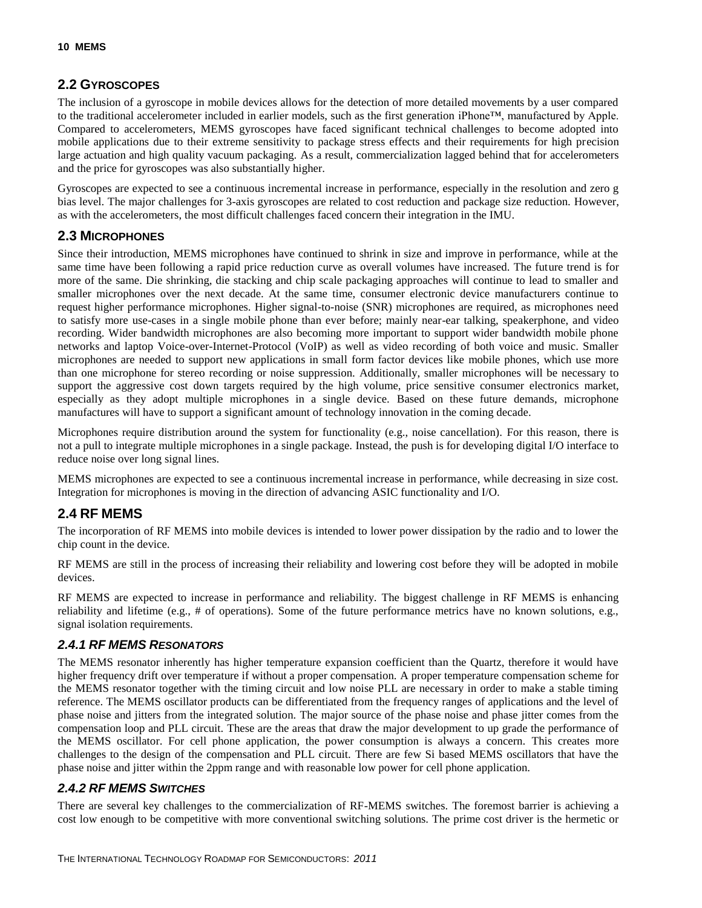## 2.2 GYROSCOPES

The inclusion of a gyroscope in mobile devices allows for the detection of more detailed movements by a user compared to the traditional accelerometer included in earlier models, such as the first generation iPhone™, manufactured by Apple. Compared to accelerometers, MEMS gyroscopes have faced significant technical challenges to become adopted into mobile applications due to their extreme sensitivity to package stress effects and their requirements for high precision large actuation and high quality vacuum packaging. As a result, commercialization lagged behind that for accelerometers and the price for gyroscopes was also substantially higher.

Gyroscopes are expected to see a continuous incremental increase in performance, especially in the resolution and zero g bias level. The major challenges for 3-axis gyroscopes are related to cost reduction and package size reduction. However, as with the accelerometers, the most difficult challenges faced concern their integration in the IMU.

## 2.3 MICROPHONES

Since their introduction, MEMS microphones have continued to shrink in size and improve in performance, while at the same time have been following a rapid price reduction curve as overall volumes have increased. The future trend is for more of the same. Die shrinking, die stacking and chip scale packaging approaches will continue to lead to smaller and smaller microphones over the next decade. At the same time, consumer electronic device manufacturers continue to request higher performance microphones. Higher signal-to-noise (SNR) microphones are required, as microphones need to satisfy more use-cases in a single mobile phone than ever before; mainly near-ear talking, speakerphone, and video recording. Wider bandwidth microphones are also becoming more important to support wider bandwidth mobile phone networks and laptop Voice-over-Internet-Protocol (VoIP) as well as video recording of both voice and music. Smaller microphones are needed to support new applications in small form factor devices like mobile phones, which use more than one microphone for stereo recording or noise suppression. Additionally, smaller microphones will be necessary to support the aggressive cost down targets required by the high volume, price sensitive consumer electronics market, especially as they adopt multiple microphones in a single device. Based on these future demands, microphone manufactures will have to support a significant amount of technology innovation in the coming decade.

Microphones require distribution around the system for functionality (e.g., noise cancellation). For this reason, there is not a pull to integrate multiple microphones in a single package. Instead, the push is for developing digital I/O interface to reduce noise over long signal lines.

MEMS microphones are expected to see a continuous incremental increase in performance, while decreasing in size cost. Integration for microphones is moving in the direction of advancing ASIC functionality and I/O.

## 2.4 RF MEMS

The incorporation of RF MEMS into mobile devices is intended to lower power dissipation by the radio and to lower the chip count in the device.

RF MEMS are still in the process of increasing their reliability and lowering cost before they will be adopted in mobile devices.

RF MEMS are expected to increase in performance and reliability. The biggest challenge in RF MEMS is enhancing reliability and lifetime (e.g., # of operations). Some of the future performance metrics have no known solutions, e.g., signal isolation requirements.

### *2.4.1 RF MEMS RESONATORS*

The MEMS resonator inherently has higher temperature expansion coefficient than the Quartz, therefore it would have higher frequency drift over temperature if without a proper compensation. A proper temperature compensation scheme for the MEMS resonator together with the timing circuit and low noise PLL are necessary in order to make a stable timing reference. The MEMS oscillator products can be differentiated from the frequency ranges of applications and the level of phase noise and jitters from the integrated solution. The major source of the phase noise and phase jitter comes from the compensation loop and PLL circuit. These are the areas that draw the major development to up grade the performance of the MEMS oscillator. For cell phone application, the power consumption is always a concern. This creates more challenges to the design of the compensation and PLL circuit. There are few Si based MEMS oscillators that have the phase noise and jitter within the 2ppm range and with reasonable low power for cell phone application.

### *2.4.2 RF MEMS SWITCHES*

There are several key challenges to the commercialization of RF-MEMS switches. The foremost barrier is achieving a cost low enough to be competitive with more conventional switching solutions. The prime cost driver is the hermetic or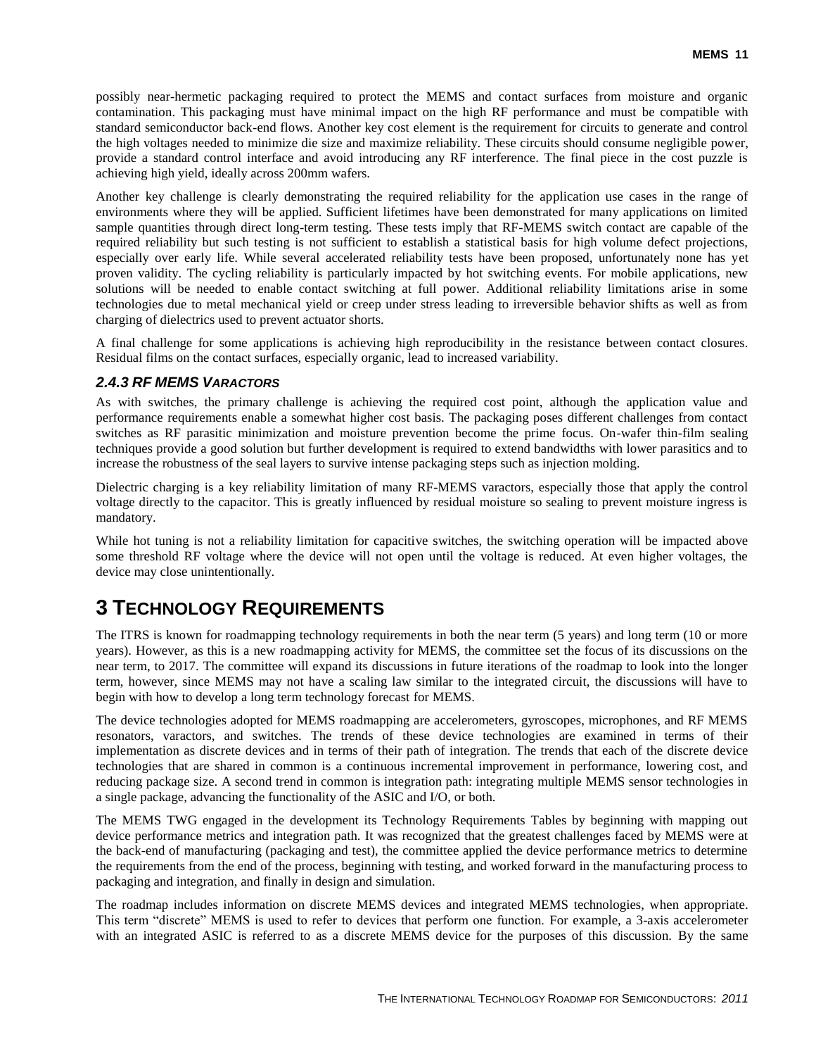possibly near-hermetic packaging required to protect the MEMS and contact surfaces from moisture and organic contamination. This packaging must have minimal impact on the high RF performance and must be compatible with standard semiconductor back-end flows. Another key cost element is the requirement for circuits to generate and control the high voltages needed to minimize die size and maximize reliability. These circuits should consume negligible power, provide a standard control interface and avoid introducing any RF interference. The final piece in the cost puzzle is achieving high yield, ideally across 200mm wafers.

Another key challenge is clearly demonstrating the required reliability for the application use cases in the range of environments where they will be applied. Sufficient lifetimes have been demonstrated for many applications on limited sample quantities through direct long-term testing. These tests imply that RF-MEMS switch contact are capable of the required reliability but such testing is not sufficient to establish a statistical basis for high volume defect projections, especially over early life. While several accelerated reliability tests have been proposed, unfortunately none has yet proven validity. The cycling reliability is particularly impacted by hot switching events. For mobile applications, new solutions will be needed to enable contact switching at full power. Additional reliability limitations arise in some technologies due to metal mechanical yield or creep under stress leading to irreversible behavior shifts as well as from charging of dielectrics used to prevent actuator shorts.

A final challenge for some applications is achieving high reproducibility in the resistance between contact closures. Residual films on the contact surfaces, especially organic, lead to increased variability.

### *2.4.3 RF MEMS Varactors*

As with switches, the primary challenge is achieving the required cost point, although the application value and performance requirements enable a somewhat higher cost basis. The packaging poses different challenges from contact switches as RF parasitic minimization and moisture prevention become the prime focus. On-wafer thin-film sealing techniques provide a good solution but further development is required to extend bandwidths with lower parasitics and to increase the robustness of the seal layers to survive intense packaging steps such as injection molding.

Dielectric charging is a key reliability limitation of many RF-MEMS varactors, especially those that apply the control voltage directly to the capacitor. This is greatly influenced by residual moisture so sealing to prevent moisture ingress is mandatory.

While hot tuning is not a reliability limitation for capacitive switches, the switching operation will be impacted above some threshold RF voltage where the device will not open until the voltage is reduced. At even higher voltages, the device may close unintentionally.

# 3 Technology Requirements

The ITRS is known for roadmapping technology requirements in both the near term (5 years) and long term (10 or more years). However, as this is a new roadmapping activity for MEMS, the committee set the focus of its discussions on the near term, to 2017. The committee will expand its discussions in future iterations of the roadmap to look into the longer term, however, since MEMS may not have a scaling law similar to the integrated circuit, the discussions will have to begin with how to develop a long term technology forecast for MEMS.

The device technologies adopted for MEMS roadmapping are accelerometers, gyroscopes, microphones, and RF MEMS resonators, varactors, and switches. The trends of these device technologies are examined in terms of their implementation as discrete devices and in terms of their path of integration. The trends that each of the discrete device technologies that are shared in common is a continuous incremental improvement in performance, lowering cost, and reducing package size. A second trend in common is integration path: integrating multiple MEMS sensor technologies in a single package, advancing the functionality of the ASIC and I/O, or both.

The MEMS TWG engaged in the development its Technology Requirements Tables by beginning with mapping out device performance metrics and integration path. It was recognized that the greatest challenges faced by MEMS were at the back-end of manufacturing (packaging and test), the committee applied the device performance metrics to determine the requirements from the end of the process, beginning with testing, and worked forward in the manufacturing process to packaging and integration, and finally in design and simulation.

The roadmap includes information on discrete MEMS devices and integrated MEMS technologies, when appropriate. This term "discrete" MEMS is used to refer to devices that perform one function. For example, a 3-axis accelerometer with an integrated ASIC is referred to as a discrete MEMS device for the purposes of this discussion. By the same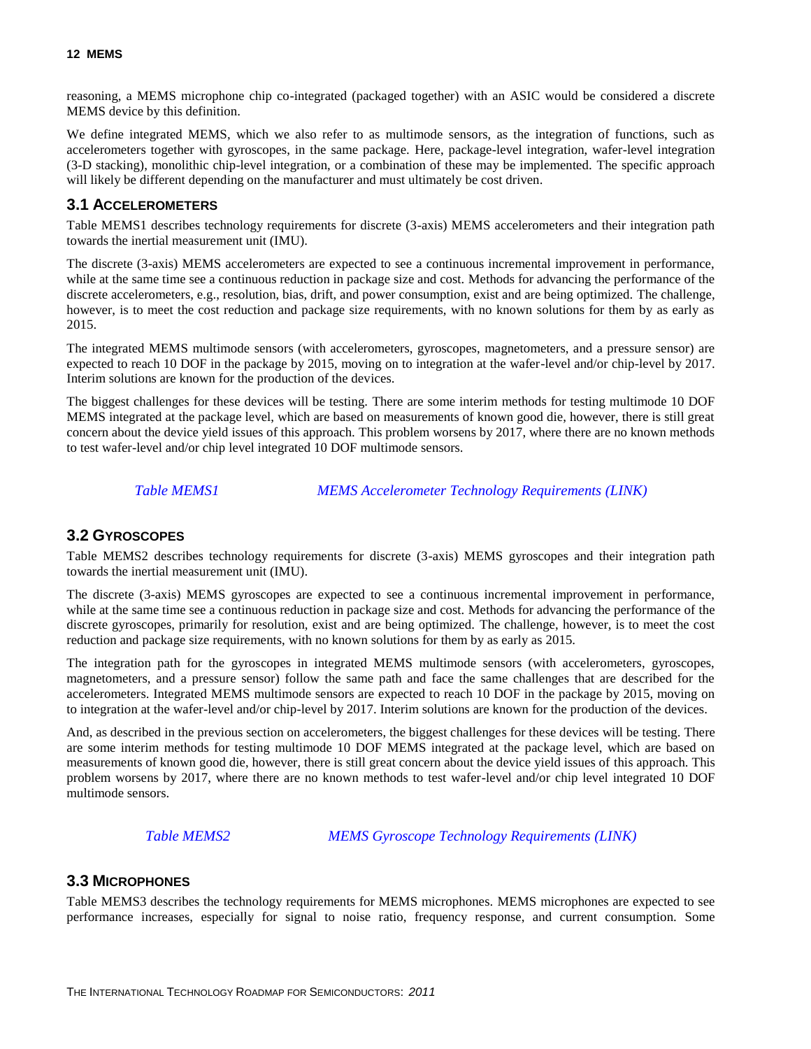reasoning, a MEMS microphone chip co-integrated (packaged together) with an ASIC would be considered a discrete MEMS device by this definition.

We define integrated MEMS, which we also refer to as multimode sensors, as the integration of functions, such as accelerometers together with gyroscopes, in the same package. Here, package-level integration, wafer-level integration (3-D stacking), monolithic chip-level integration, or a combination of these may be implemented. The specific approach will likely be different depending on the manufacturer and must ultimately be cost driven.

## 3.1 Accelerometers

Table MEMS1 describes technology requirements for discrete (3-axis) MEMS accelerometers and their integration path towards the inertial measurement unit (IMU).

The discrete (3-axis) MEMS accelerometers are expected to see a continuous incremental improvement in performance, while at the same time see a continuous reduction in package size and cost. Methods for advancing the performance of the discrete accelerometers, e.g., resolution, bias, drift, and power consumption, exist and are being optimized. The challenge, however, is to meet the cost reduction and package size requirements, with no known solutions for them by as early as 2015.

The integrated MEMS multimode sensors (with accelerometers, gyroscopes, magnetometers, and a pressure sensor) are expected to reach 10 DOF in the package by 2015, moving on to integration at the wafer-level and/or chip-level by 2017. Interim solutions are known for the production of the devices.

The biggest challenges for these devices will be testing. There are some interim methods for testing multimode 10 DOF MEMS integrated at the package level, which are based on measurements of known good die, however, there is still great concern about the device yield issues of this approach. This problem worsens by 2017, where there are no known methods to test wafer-level and/or chip level integrated 10 DOF multimode sensors.

*Table MEMS1 MEMS Accelerometer Technology Requirements (LINK)*

## 3.2 Gyroscopes

Table MEMS2 describes technology requirements for discrete (3-axis) MEMS gyroscopes and their integration path towards the inertial measurement unit (IMU).

The discrete (3-axis) MEMS gyroscopes are expected to see a continuous incremental improvement in performance, while at the same time see a continuous reduction in package size and cost. Methods for advancing the performance of the discrete gyroscopes, primarily for resolution, exist and are being optimized. The challenge, however, is to meet the cost reduction and package size requirements, with no known solutions for them by as early as 2015.

The integration path for the gyroscopes in integrated MEMS multimode sensors (with accelerometers, gyroscopes, magnetometers, and a pressure sensor) follow the same path and face the same challenges that are described for the accelerometers. Integrated MEMS multimode sensors are expected to reach 10 DOF in the package by 2015, moving on to integration at the wafer-level and/or chip-level by 2017. Interim solutions are known for the production of the devices.

And, as described in the previous section on accelerometers, the biggest challenges for these devices will be testing. There are some interim methods for testing multimode 10 DOF MEMS integrated at the package level, which are based on measurements of known good die, however, there is still great concern about the device yield issues of this approach. This problem worsens by 2017, where there are no known methods to test wafer-level and/or chip level integrated 10 DOF multimode sensors.

*Table MEMS2 MEMS Gyroscope Technology Requirements (LINK)*

## 3.3 Microphones

Table MEMS3 describes the technology requirements for MEMS microphones. MEMS microphones are expected to see performance increases, especially for signal to noise ratio, frequency response, and current consumption. Some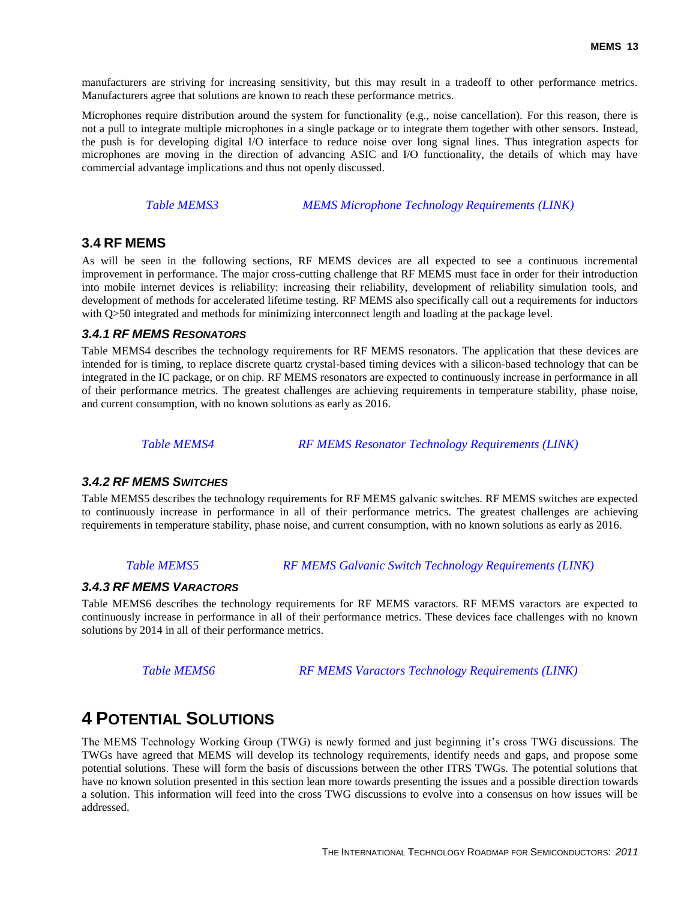manufacturers are striving for increasing sensitivity, but this may result in a tradeoff to other performance metrics. Manufacturers agree that solutions are known to reach these performance metrics.

Microphones require distribution around the system for functionality (e.g., noise cancellation). For this reason, there is not a pull to integrate multiple microphones in a single package or to integrate them together with other sensors. Instead, the push is for developing digital I/O interface to reduce noise over long signal lines. Thus integration aspects for microphones are moving in the direction of advancing ASIC and I/O functionality, the details of which may have commercial advantage implications and thus not openly discussed.

*Table MEMS3 MEMS Microphone Technology Requirements (LINK)*

## 3.4 RF MEMS

As will be seen in the following sections, RF MEMS devices are all expected to see a continuous incremental improvement in performance. The major cross-cutting challenge that RF MEMS must face in order for their introduction into mobile internet devices is reliability: increasing their reliability, development of reliability simulation tools, and development of methods for accelerated lifetime testing. RF MEMS also specifically call out a requirements for inductors with Q>50 integrated and methods for minimizing interconnect length and loading at the package level.

### 3.4.1 RF MEMS Resonators

Table MEMS4 describes the technology requirements for RF MEMS resonators. The application that these devices are intended for is timing, to replace discrete quartz crystal-based timing devices with a silicon-based technology that can be integrated in the IC package, or on chip. RF MEMS resonators are expected to continuously increase in performance in all of their performance metrics. The greatest challenges are achieving requirements in temperature stability, phase noise, and current consumption, with no known solutions as early as 2016.

*Table MEMS4 RF MEMS Resonator Technology Requirements (LINK)*

### 3.4.2 RF MEMS Switches

Table MEMS5 describes the technology requirements for RF MEMS galvanic switches. RF MEMS switches are expected to continuously increase in performance in all of their performance metrics. The greatest challenges are achieving requirements in temperature stability, phase noise, and current consumption, with no known solutions as early as 2016.

*Table MEMS5 RF MEMS Galvanic Switch Technology Requirements (LINK)*

### 3.4.3 RF MEMS Varactors

Table MEMS6 describes the technology requirements for RF MEMS varactors. RF MEMS varactors are expected to continuously increase in performance in all of their performance metrics. These devices face challenges with no known solutions by 2014 in all of their performance metrics.

*Table MEMS6 RF MEMS Varactors Technology Requirements (LINK)*

# 4 Potential Solutions

The MEMS Technology Working Group (TWG) is newly formed and just beginning it's cross TWG discussions. The TWGs have agreed that MEMS will develop its technology requirements, identify needs and gaps, and propose some potential solutions. These will form the basis of discussions between the other ITRS TWGs. The potential solutions that have no known solution presented in this section lean more towards presenting the issues and a possible direction towards a solution. This information will feed into the cross TWG discussions to evolve into a consensus on how issues will be addressed.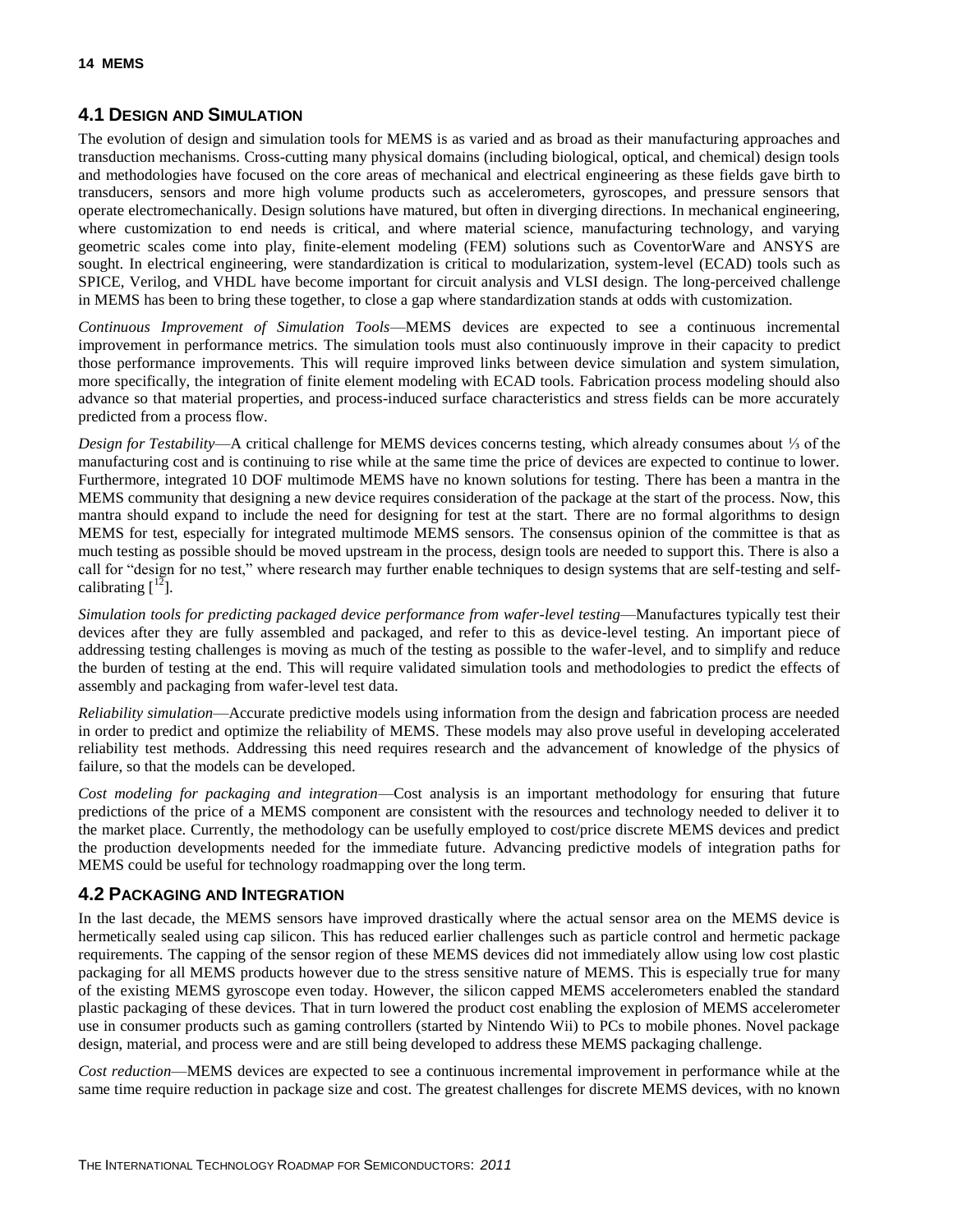## 4.1 Design and Simulation

The evolution of design and simulation tools for MEMS is as varied and as broad as their manufacturing approaches and transduction mechanisms. Cross-cutting many physical domains (including biological, optical, and chemical) design tools and methodologies have focused on the core areas of mechanical and electrical engineering as these fields gave birth to transducers, sensors and more high volume products such as accelerometers, gyroscopes, and pressure sensors that operate electromechanically. Design solutions have matured, but often in diverging directions. In mechanical engineering, where customization to end needs is critical, and where material science, manufacturing technology, and varying geometric scales come into play, finite-element modeling (FEM) solutions such as CoventorWare and ANSYS are sought. In electrical engineering, were standardization is critical to modularization, system-level (ECAD) tools such as SPICE, Verilog, and VHDL have become important for circuit analysis and VLSI design. The long-perceived challenge in MEMS has been to bring these together, to close a gap where standardization stands at odds with customization.

*Continuous Improvement of Simulation Tools*—MEMS devices are expected to see a continuous incremental improvement in performance metrics. The simulation tools must also continuously improve in their capacity to predict those performance improvements. This will require improved links between device simulation and system simulation, more specifically, the integration of finite element modeling with ECAD tools. Fabrication process modeling should also advance so that material properties, and process-induced surface characteristics and stress fields can be more accurately predicted from a process flow.

*Design for Testability*—A critical challenge for MEMS devices concerns testing, which already consumes about ⅓ of the manufacturing cost and is continuing to rise while at the same time the price of devices are expected to continue to lower. Furthermore, integrated 10 DOF multimode MEMS have no known solutions for testing. There has been a mantra in the MEMS community that designing a new device requires consideration of the package at the start of the process. Now, this mantra should expand to include the need for designing for test at the start. There are no formal algorithms to design MEMS for test, especially for integrated multimode MEMS sensors. The consensus opinion of the committee is that as much testing as possible should be moved upstream in the process, design tools are needed to support this. There is also a call for "design for no test," where research may further enable techniques to design systems that are self-testing and self-calibrating [12].

*Simulation tools for predicting packaged device performance from wafer-level testing*—Manufactures typically test their devices after they are fully assembled and packaged, and refer to this as device-level testing. An important piece of addressing testing challenges is moving as much of the testing as possible to the wafer-level, and to simplify and reduce the burden of testing at the end. This will require validated simulation tools and methodologies to predict the effects of assembly and packaging from wafer-level test data.

*Reliability simulation*—Accurate predictive models using information from the design and fabrication process are needed in order to predict and optimize the reliability of MEMS. These models may also prove useful in developing accelerated reliability test methods. Addressing this need requires research and the advancement of knowledge of the physics of failure, so that the models can be developed.

*Cost modeling for packaging and integration*—Cost analysis is an important methodology for ensuring that future predictions of the price of a MEMS component are consistent with the resources and technology needed to deliver it to the market place. Currently, the methodology can be usefully employed to cost/price discrete MEMS devices and predict the production developments needed for the immediate future. Advancing predictive models of integration paths for MEMS could be useful for technology roadmapping over the long term.

## 4.2 Packaging and Integration

In the last decade, the MEMS sensors have improved drastically where the actual sensor area on the MEMS device is hermetically sealed using cap silicon. This has reduced earlier challenges such as particle control and hermetic package requirements. The capping of the sensor region of these MEMS devices did not immediately allow using low cost plastic packaging for all MEMS products however due to the stress sensitive nature of MEMS. This is especially true for many of the existing MEMS gyroscope even today. However, the silicon capped MEMS accelerometers enabled the standard plastic packaging of these devices. That in turn lowered the product cost enabling the explosion of MEMS accelerometer use in consumer products such as gaming controllers (started by Nintendo Wii) to PCs to mobile phones. Novel package design, material, and process were and are still being developed to address these MEMS packaging challenge.

*Cost reduction*—MEMS devices are expected to see a continuous incremental improvement in performance while at the same time require reduction in package size and cost. The greatest challenges for discrete MEMS devices, with no known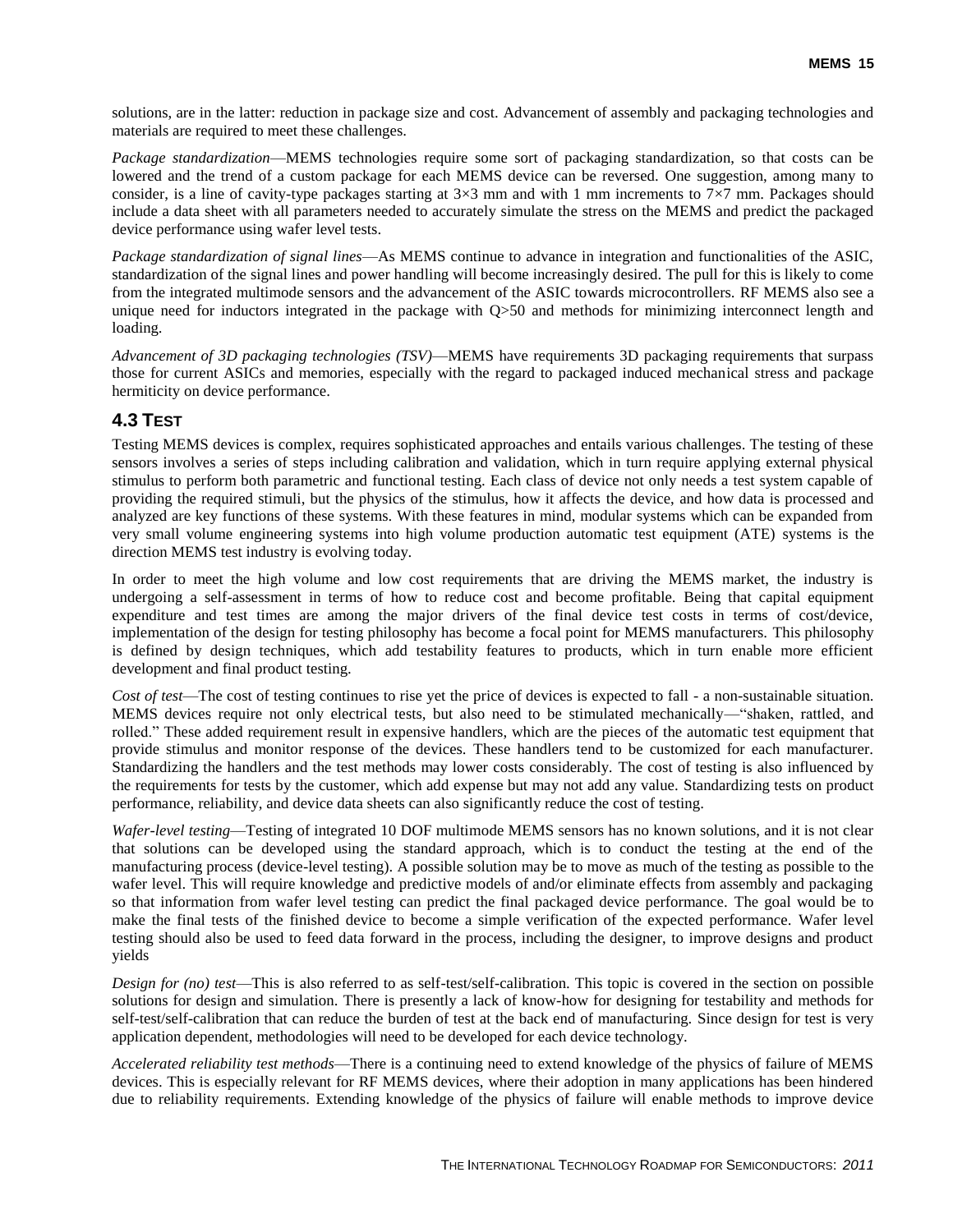solutions, are in the latter: reduction in package size and cost. Advancement of assembly and packaging technologies and materials are required to meet these challenges.

*Package standardization*—MEMS technologies require some sort of packaging standardization, so that costs can be lowered and the trend of a custom package for each MEMS device can be reversed. One suggestion, among many to consider, is a line of cavity-type packages starting at 3×3 mm and with 1 mm increments to 7×7 mm. Packages should include a data sheet with all parameters needed to accurately simulate the stress on the MEMS and predict the packaged device performance using wafer level tests.

*Package standardization of signal lines*—As MEMS continue to advance in integration and functionalities of the ASIC, standardization of the signal lines and power handling will become increasingly desired. The pull for this is likely to come from the integrated multimode sensors and the advancement of the ASIC towards microcontrollers. RF MEMS also see a unique need for inductors integrated in the package with Q>50 and methods for minimizing interconnect length and loading.

*Advancement of 3D packaging technologies (TSV)*—MEMS have requirements 3D packaging requirements that surpass those for current ASICs and memories, especially with the regard to packaged induced mechanical stress and package hermiticity on device performance.

## 4.3 Test

Testing MEMS devices is complex, requires sophisticated approaches and entails various challenges. The testing of these sensors involves a series of steps including calibration and validation, which in turn require applying external physical stimulus to perform both parametric and functional testing. Each class of device not only needs a test system capable of providing the required stimuli, but the physics of the stimulus, how it affects the device, and how data is processed and analyzed are key functions of these systems. With these features in mind, modular systems which can be expanded from very small volume engineering systems into high volume production automatic test equipment (ATE) systems is the direction MEMS test industry is evolving today.

In order to meet the high volume and low cost requirements that are driving the MEMS market, the industry is undergoing a self-assessment in terms of how to reduce cost and become profitable. Being that capital equipment expenditure and test times are among the major drivers of the final device test costs in terms of cost/device, implementation of the design for testing philosophy has become a focal point for MEMS manufacturers. This philosophy is defined by design techniques, which add testability features to products, which in turn enable more efficient development and final product testing.

*Cost of test*—The cost of testing continues to rise yet the price of devices is expected to fall - a non-sustainable situation. MEMS devices require not only electrical tests, but also need to be stimulated mechanically—"shaken, rattled, and rolled." These added requirement result in expensive handlers, which are the pieces of the automatic test equipment that provide stimulus and monitor response of the devices. These handlers tend to be customized for each manufacturer. Standardizing the handlers and the test methods may lower costs considerably. The cost of testing is also influenced by the requirements for tests by the customer, which add expense but may not add any value. Standardizing tests on product performance, reliability, and device data sheets can also significantly reduce the cost of testing.

*Wafer-level testing*—Testing of integrated 10 DOF multimode MEMS sensors has no known solutions, and it is not clear that solutions can be developed using the standard approach, which is to conduct the testing at the end of the manufacturing process (device-level testing). A possible solution may be to move as much of the testing as possible to the wafer level. This will require knowledge and predictive models of and/or eliminate effects from assembly and packaging so that information from wafer level testing can predict the final packaged device performance. The goal would be to make the final tests of the finished device to become a simple verification of the expected performance. Wafer level testing should also be used to feed data forward in the process, including the designer, to improve designs and product yields

*Design for (no) test*—This is also referred to as self-test/self-calibration. This topic is covered in the section on possible solutions for design and simulation. There is presently a lack of know-how for designing for testability and methods for self-test/self-calibration that can reduce the burden of test at the back end of manufacturing. Since design for test is very application dependent, methodologies will need to be developed for each device technology.

*Accelerated reliability test methods*—There is a continuing need to extend knowledge of the physics of failure of MEMS devices. This is especially relevant for RF MEMS devices, where their adoption in many applications has been hindered due to reliability requirements. Extending knowledge of the physics of failure will enable methods to improve device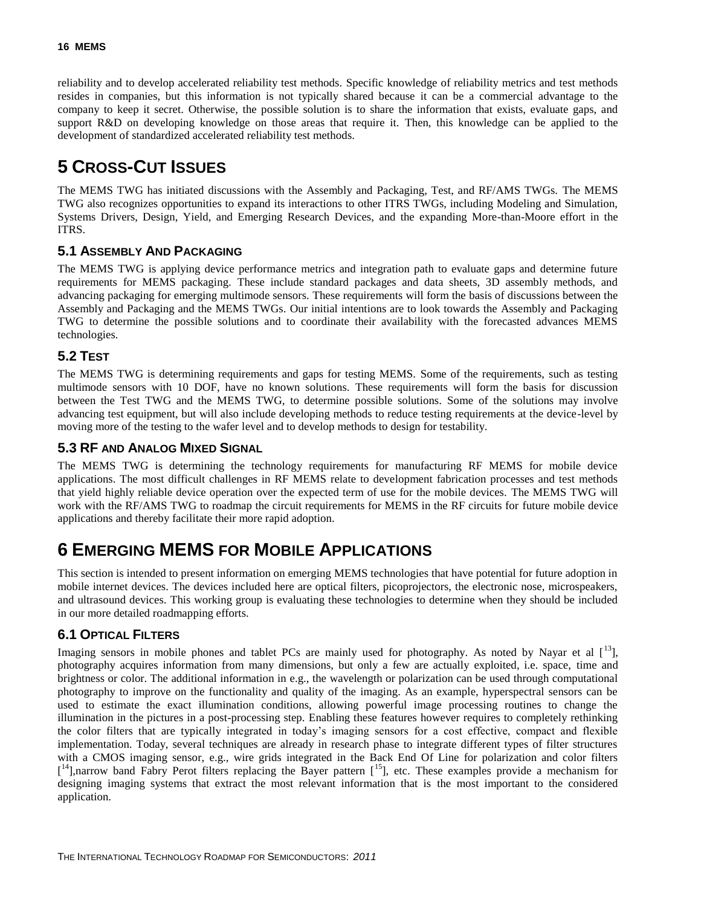reliability and to develop accelerated reliability test methods. Specific knowledge of reliability metrics and test methods resides in companies, but this information is not typically shared because it can be a commercial advantage to the company to keep it secret. Otherwise, the possible solution is to share the information that exists, evaluate gaps, and support R&D on developing knowledge on those areas that require it. Then, this knowledge can be applied to the development of standardized accelerated reliability test methods.

# 5 Cross-Cut Issues

The MEMS TWG has initiated discussions with the Assembly and Packaging, Test, and RF/AMS TWGs. The MEMS TWG also recognizes opportunities to expand its interactions to other ITRS TWGs, including Modeling and Simulation, Systems Drivers, Design, Yield, and Emerging Research Devices, and the expanding More-than-Moore effort in the ITRS.

## 5.1 Assembly And Packaging

The MEMS TWG is applying device performance metrics and integration path to evaluate gaps and determine future requirements for MEMS packaging. These include standard packages and data sheets, 3D assembly methods, and advancing packaging for emerging multimode sensors. These requirements will form the basis of discussions between the Assembly and Packaging and the MEMS TWGs. Our initial intentions are to look towards the Assembly and Packaging TWG to determine the possible solutions and to coordinate their availability with the forecasted advances MEMS technologies.

## 5.2 Test

The MEMS TWG is determining requirements and gaps for testing MEMS. Some of the requirements, such as testing multimode sensors with 10 DOF, have no known solutions. These requirements will form the basis for discussion between the Test TWG and the MEMS TWG, to determine possible solutions. Some of the solutions may involve advancing test equipment, but will also include developing methods to reduce testing requirements at the device-level by moving more of the testing to the wafer level and to develop methods to design for testability.

## 5.3 RF and Analog Mixed Signal

The MEMS TWG is determining the technology requirements for manufacturing RF MEMS for mobile device applications. The most difficult challenges in RF MEMS relate to development fabrication processes and test methods that yield highly reliable device operation over the expected term of use for the mobile devices. The MEMS TWG will work with the RF/AMS TWG to roadmap the circuit requirements for MEMS in the RF circuits for future mobile device applications and thereby facilitate their more rapid adoption.

# 6 Emerging MEMS for Mobile Applications

This section is intended to present information on emerging MEMS technologies that have potential for future adoption in mobile internet devices. The devices included here are optical filters, picoprojectors, the electronic nose, microspeakers, and ultrasound devices. This working group is evaluating these technologies to determine when they should be included in our more detailed roadmapping efforts.

## 6.1 Optical Filters

Imaging sensors in mobile phones and tablet PCs are mainly used for photography. As noted by Nayar et al [13], photography acquires information from many dimensions, but only a few are actually exploited, i.e. space, time and brightness or color. The additional information in e.g., the wavelength or polarization can be used through computational photography to improve on the functionality and quality of the imaging. As an example, hyperspectral sensors can be used to estimate the exact illumination conditions, allowing powerful image processing routines to change the illumination in the pictures in a post-processing step. Enabling these features however requires to completely rethinking the color filters that are typically integrated in today's imaging sensors for a cost effective, compact and flexible implementation. Today, several techniques are already in research phase to integrate different types of filter structures with a CMOS imaging sensor, e.g., wire grids integrated in the Back End Of Line for polarization and color filters [14],narrow band Fabry Perot filters replacing the Bayer pattern [15], etc. These examples provide a mechanism for designing imaging systems that extract the most relevant information that is the most important to the considered application.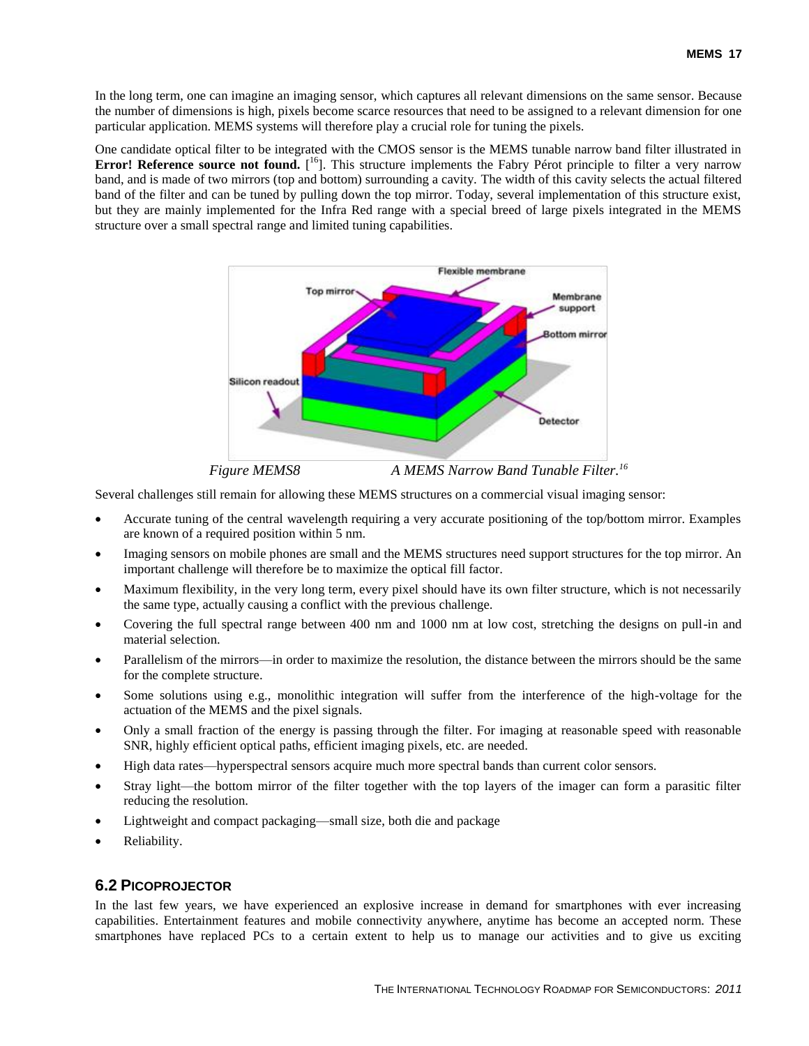In the long term, one can imagine an imaging sensor, which captures all relevant dimensions on the same sensor. Because the number of dimensions is high, pixels become scarce resources that need to be assigned to a relevant dimension for one particular application. MEMS systems will therefore play a crucial role for tuning the pixels.

One candidate optical filter to be integrated with the CMOS sensor is the MEMS tunable narrow band filter illustrated in **Error! Reference source not found.** [[16]]. This structure implements the Fabry Pérot principle to filter a very narrow band, and is made of two mirrors (top and bottom) surrounding a cavity. The width of this cavity selects the actual filtered band of the filter and can be tuned by pulling down the top mirror. Today, several implementation of this structure exist, but they are mainly implemented for the Infra Red range with a special breed of large pixels integrated in the MEMS structure over a small spectral range and limited tuning capabilities.

*Figure MEMS8 A MEMS Narrow Band Tunable Filter.*[16]

Several challenges still remain for allowing these MEMS structures on a commercial visual imaging sensor:

- Accurate tuning of the central wavelength requiring a very accurate positioning of the top/bottom mirror. Examples are known of a required position within 5 nm.
- Imaging sensors on mobile phones are small and the MEMS structures need support structures for the top mirror. An important challenge will therefore be to maximize the optical fill factor.
- Maximum flexibility, in the very long term, every pixel should have its own filter structure, which is not necessarily the same type, actually causing a conflict with the previous challenge.
- Covering the full spectral range between 400 nm and 1000 nm at low cost, stretching the designs on pull-in and material selection.
- Parallelism of the mirrors—in order to maximize the resolution, the distance between the mirrors should be the same for the complete structure.
- Some solutions using e.g., monolithic integration will suffer from the interference of the high-voltage for the actuation of the MEMS and the pixel signals.
- Only a small fraction of the energy is passing through the filter. For imaging at reasonable speed with reasonable SNR, highly efficient optical paths, efficient imaging pixels, etc. are needed.
- High data rates—hyperspectral sensors acquire much more spectral bands than current color sensors.
- Stray light—the bottom mirror of the filter together with the top layers of the imager can form a parasitic filter reducing the resolution.
- Lightweight and compact packaging—small size, both die and package
- Reliability.

## 6.2 Picoprojector

In the last few years, we have experienced an explosive increase in demand for smartphones with ever increasing capabilities. Entertainment features and mobile connectivity anywhere, anytime has become an accepted norm. These smartphones have replaced PCs to a certain extent to help us to manage our activities and to give us exciting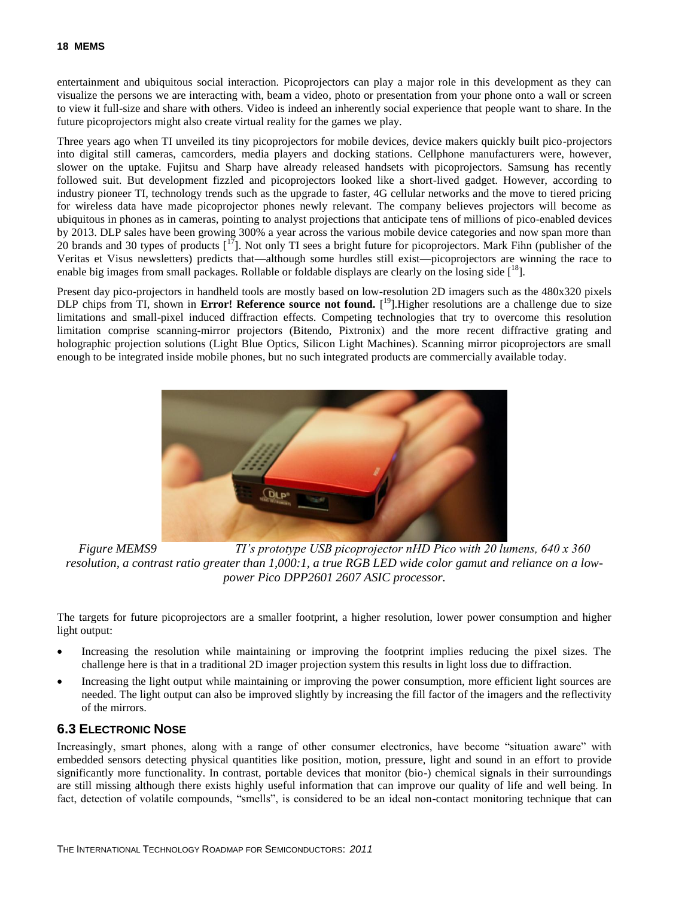entertainment and ubiquitous social interaction. Picoprojectors can play a major role in this development as they can visualize the persons we are interacting with, beam a video, photo or presentation from your phone onto a wall or screen to view it full-size and share with others. Video is indeed an inherently social experience that people want to share. In the future picoprojectors might also create virtual reality for the games we play.

Three years ago when TI unveiled its tiny picoprojectors for mobile devices, device makers quickly built pico-projectors into digital still cameras, camcorders, media players and docking stations. Cellphone manufacturers were, however, slower on the uptake. Fujitsu and Sharp have already released handsets with picoprojectors. Samsung has recently followed suit. But development fizzled and picoprojectors looked like a short-lived gadget. However, according to industry pioneer TI, technology trends such as the upgrade to faster, 4G cellular networks and the move to tiered pricing for wireless data have made picoprojector phones newly relevant. The company believes projectors will become as ubiquitous in phones as in cameras, pointing to analyst projections that anticipate tens of millions of pico-enabled devices by 2013. DLP sales have been growing 300% a year across the various mobile device categories and now span more than 20 brands and 30 types of products [17]. Not only TI sees a bright future for picoprojectors. Mark Fihn (publisher of the Veritas et Visus newsletters) predicts that—although some hurdles still exist—picoprojectors are winning the race to enable big images from small packages. Rollable or foldable displays are clearly on the losing side [18].

Present day pico-projectors in handheld tools are mostly based on low-resolution 2D imagers such as the 480x320 pixels DLP chips from TI, shown in **Error! Reference source not found.** [19].Higher resolutions are a challenge due to size limitations and small-pixel induced diffraction effects. Competing technologies that try to overcome this resolution limitation comprise scanning-mirror projectors (Bitendo, Pixtronix) and the more recent diffractive grating and holographic projection solutions (Light Blue Optics, Silicon Light Machines). Scanning mirror picoprojectors are small enough to be integrated inside mobile phones, but no such integrated products are commercially available today.

*Figure MEMS9 TI's prototype USB picoprojector nHD Pico with 20 lumens, 640 x 360 resolution, a contrast ratio greater than 1,000:1, a true RGB LED wide color gamut and reliance on a low-power Pico DPP2601 2607 ASIC processor.*

The targets for future picoprojectors are a smaller footprint, a higher resolution, lower power consumption and higher light output:

- Increasing the resolution while maintaining or improving the footprint implies reducing the pixel sizes. The challenge here is that in a traditional 2D imager projection system this results in light loss due to diffraction.
- Increasing the light output while maintaining or improving the power consumption, more efficient light sources are needed. The light output can also be improved slightly by increasing the fill factor of the imagers and the reflectivity of the mirrors.

## 6.3 Electronic Nose

Increasingly, smart phones, along with a range of other consumer electronics, have become "situation aware" with embedded sensors detecting physical quantities like position, motion, pressure, light and sound in an effort to provide significantly more functionality. In contrast, portable devices that monitor (bio-) chemical signals in their surroundings are still missing although there exists highly useful information that can improve our quality of life and well being. In fact, detection of volatile compounds, "smells", is considered to be an ideal non-contact monitoring technique that can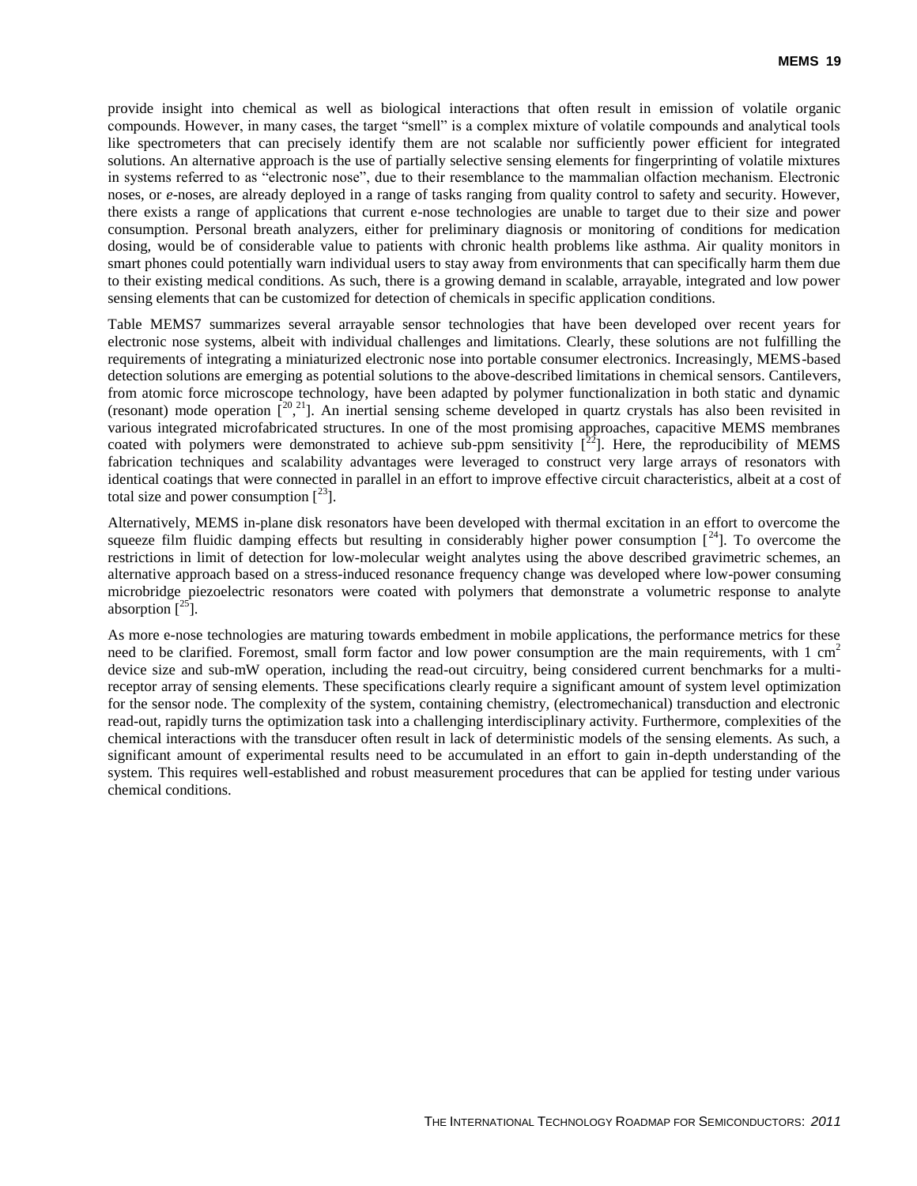provide insight into chemical as well as biological interactions that often result in emission of volatile organic compounds. However, in many cases, the target "smell" is a complex mixture of volatile compounds and analytical tools like spectrometers that can precisely identify them are not scalable nor sufficiently power efficient for integrated solutions. An alternative approach is the use of partially selective sensing elements for fingerprinting of volatile mixtures in systems referred to as "electronic nose", due to their resemblance to the mammalian olfaction mechanism. Electronic noses, or *e*-noses, are already deployed in a range of tasks ranging from quality control to safety and security. However, there exists a range of applications that current e-nose technologies are unable to target due to their size and power consumption. Personal breath analyzers, either for preliminary diagnosis or monitoring of conditions for medication dosing, would be of considerable value to patients with chronic health problems like asthma. Air quality monitors in smart phones could potentially warn individual users to stay away from environments that can specifically harm them due to their existing medical conditions. As such, there is a growing demand in scalable, arrayable, integrated and low power sensing elements that can be customized for detection of chemicals in specific application conditions.

Table MEMS7 summarizes several arrayable sensor technologies that have been developed over recent years for electronic nose systems, albeit with individual challenges and limitations. Clearly, these solutions are not fulfilling the requirements of integrating a miniaturized electronic nose into portable consumer electronics. Increasingly, MEMS-based detection solutions are emerging as potential solutions to the above-described limitations in chemical sensors. Cantilevers, from atomic force microscope technology, have been adapted by polymer functionalization in both static and dynamic (resonant) mode operation [20,21]. An inertial sensing scheme developed in quartz crystals has also been revisited in various integrated microfabricated structures. In one of the most promising approaches, capacitive MEMS membranes coated with polymers were demonstrated to achieve sub-ppm sensitivity [22]. Here, the reproducibility of MEMS fabrication techniques and scalability advantages were leveraged to construct very large arrays of resonators with identical coatings that were connected in parallel in an effort to improve effective circuit characteristics, albeit at a cost of total size and power consumption [23].

Alternatively, MEMS in-plane disk resonators have been developed with thermal excitation in an effort to overcome the squeeze film fluidic damping effects but resulting in considerably higher power consumption [24]. To overcome the restrictions in limit of detection for low-molecular weight analytes using the above described gravimetric schemes, an alternative approach based on a stress-induced resonance frequency change was developed where low-power consuming microbridge piezoelectric resonators were coated with polymers that demonstrate a volumetric response to analyte absorption [25].

As more e-nose technologies are maturing towards embedment in mobile applications, the performance metrics for these need to be clarified. Foremost, small form factor and low power consumption are the main requirements, with 1 $cm^2$ device size and sub-mW operation, including the read-out circuitry, being considered current benchmarks for a multi-receptor array of sensing elements. These specifications clearly require a significant amount of system level optimization for the sensor node. The complexity of the system, containing chemistry, (electromechanical) transduction and electronic read-out, rapidly turns the optimization task into a challenging interdisciplinary activity. Furthermore, complexities of the chemical interactions with the transducer often result in lack of deterministic models of the sensing elements. As such, a significant amount of experimental results need to be accumulated in an effort to gain in-depth understanding of the system. This requires well-established and robust measurement procedures that can be applied for testing under various chemical conditions.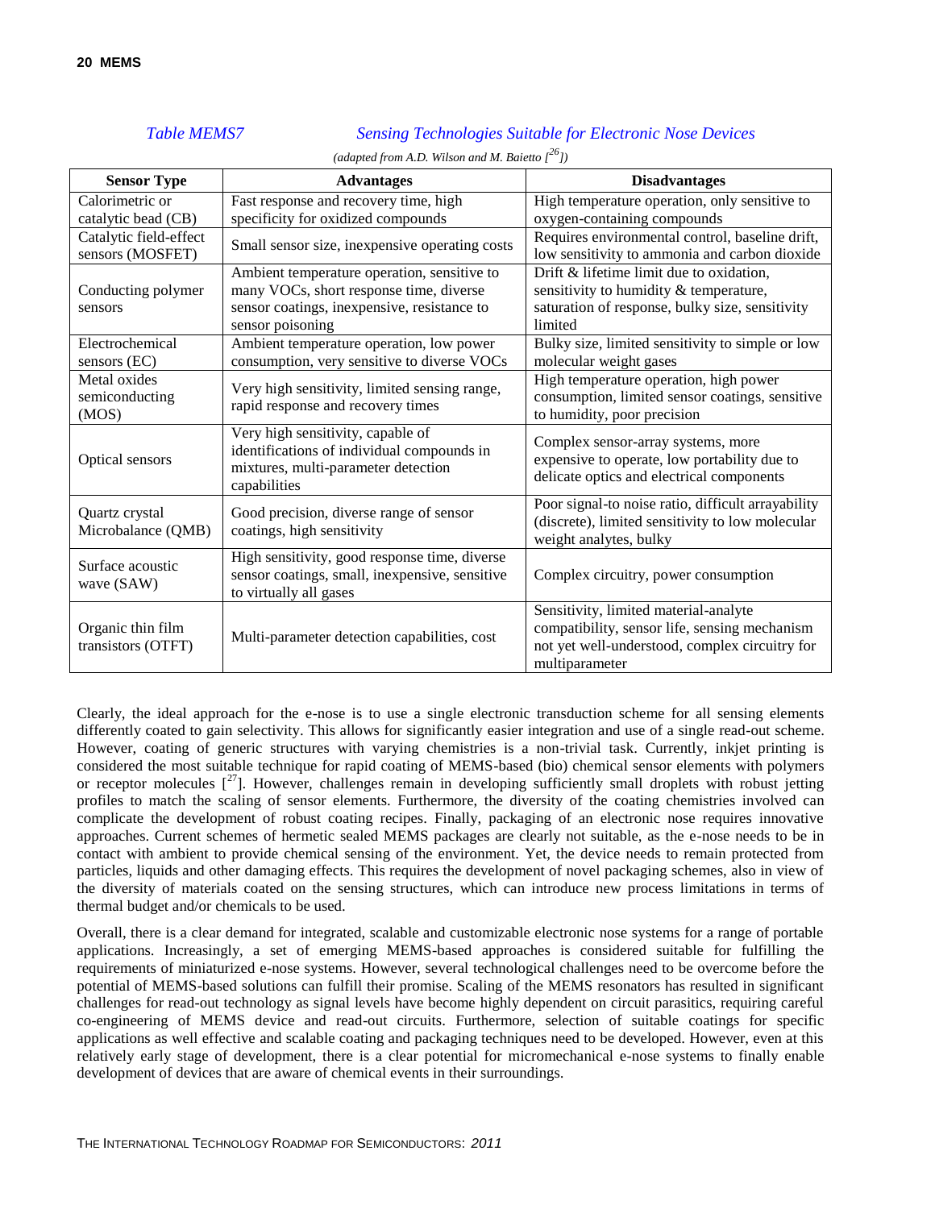*Table MEMS7 Sensing Technologies Suitable for Electronic Nose Devices*

*(adapted from A.D. Wilson and M. Baietto [26])*

| Sensor Type | Advantages | Disadvantages |
|---|---|---|
| Calorimetric or catalytic bead (CB) | Fast response and recovery time, high specificity for oxidized compounds | High temperature operation, only sensitive to oxygen-containing compounds |
| Catalytic field-effect sensors (MOSFET) | Small sensor size, inexpensive operating costs | Requires environmental control, baseline drift, low sensitivity to ammonia and carbon dioxide |
| Conducting polymer sensors | Ambient temperature operation, sensitive to many VOCs, short response time, diverse sensor coatings, inexpensive, resistance to sensor poisoning | Drift & lifetime limit due to oxidation, sensitivity to humidity & temperature, saturation of response, bulky size, sensitivity limited |
| Electrochemical sensors (EC) | Ambient temperature operation, low power consumption, very sensitive to diverse VOCs | Bulky size, limited sensitivity to simple or low molecular weight gases |
| Metal oxides semiconducting (MOS) | Very high sensitivity, limited sensing range, rapid response and recovery times | High temperature operation, high power consumption, limited sensor coatings, sensitive to humidity, poor precision |
| Optical sensors | Very high sensitivity, capable of identifications of individual compounds in mixtures, multi-parameter detection capabilities | Complex sensor-array systems, more expensive to operate, low portability due to delicate optics and electrical components |
| Quartz crystal Microbalance (QMB) | Good precision, diverse range of sensor coatings, high sensitivity | Poor signal-to noise ratio, difficult arrayability (discrete), limited sensitivity to low molecular weight analytes, bulky |
| Surface acoustic wave (SAW) | High sensitivity, good response time, diverse sensor coatings, small, inexpensive, sensitive to virtually all gases | Complex circuitry, power consumption |
| Organic thin film transistors (OTFT) | Multi-parameter detection capabilities, cost | Sensitivity, limited material-analyte compatibility, sensor life, sensing mechanism not yet well-understood, complex circuitry for multiparameter |

Clearly, the ideal approach for the e-nose is to use a single electronic transduction scheme for all sensing elements differently coated to gain selectivity. This allows for significantly easier integration and use of a single read-out scheme. However, coating of generic structures with varying chemistries is a non-trivial task. Currently, inkjet printing is considered the most suitable technique for rapid coating of MEMS-based (bio) chemical sensor elements with polymers or receptor molecules [27]. However, challenges remain in developing sufficiently small droplets with robust jetting profiles to match the scaling of sensor elements. Furthermore, the diversity of the coating chemistries involved can complicate the development of robust coating recipes. Finally, packaging of an electronic nose requires innovative approaches. Current schemes of hermetic sealed MEMS packages are clearly not suitable, as the e-nose needs to be in contact with ambient to provide chemical sensing of the environment. Yet, the device needs to remain protected from particles, liquids and other damaging effects. This requires the development of novel packaging schemes, also in view of the diversity of materials coated on the sensing structures, which can introduce new process limitations in terms of thermal budget and/or chemicals to be used.

Overall, there is a clear demand for integrated, scalable and customizable electronic nose systems for a range of portable applications. Increasingly, a set of emerging MEMS-based approaches is considered suitable for fulfilling the requirements of miniaturized e-nose systems. However, several technological challenges need to be overcome before the potential of MEMS-based solutions can fulfill their promise. Scaling of the MEMS resonators has resulted in significant challenges for read-out technology as signal levels have become highly dependent on circuit parasitics, requiring careful co-engineering of MEMS device and read-out circuits. Furthermore, selection of suitable coatings for specific applications as well effective and scalable coating and packaging techniques need to be developed. However, even at this relatively early stage of development, there is a clear potential for micromechanical e-nose systems to finally enable development of devices that are aware of chemical events in their surroundings.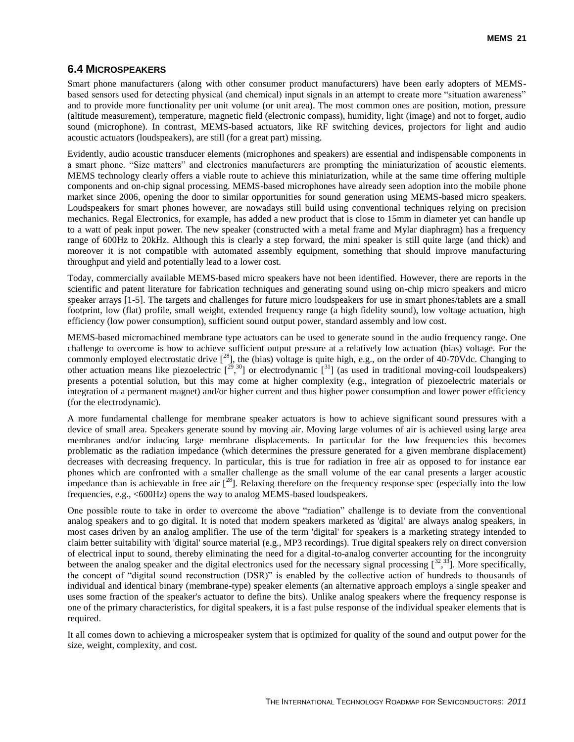## 6.4 MICROSPEAKERS

Smart phone manufacturers (along with other consumer product manufacturers) have been early adopters of MEMS-based sensors used for detecting physical (and chemical) input signals in an attempt to create more "situation awareness" and to provide more functionality per unit volume (or unit area). The most common ones are position, motion, pressure (altitude measurement), temperature, magnetic field (electronic compass), humidity, light (image) and not to forget, audio sound (microphone). In contrast, MEMS-based actuators, like RF switching devices, projectors for light and audio acoustic actuators (loudspeakers), are still (for a great part) missing.

Evidently, audio acoustic transducer elements (microphones and speakers) are essential and indispensable components in a smart phone. "Size matters" and electronics manufacturers are prompting the miniaturization of acoustic elements. MEMS technology clearly offers a viable route to achieve this miniaturization, while at the same time offering multiple components and on-chip signal processing. MEMS-based microphones have already seen adoption into the mobile phone market since 2006, opening the door to similar opportunities for sound generation using MEMS-based micro speakers. Loudspeakers for smart phones however, are nowadays still build using conventional techniques relying on precision mechanics. Regal Electronics, for example, has added a new product that is close to 15mm in diameter yet can handle up to a watt of peak input power. The new speaker (constructed with a metal frame and Mylar diaphragm) has a frequency range of 600Hz to 20kHz. Although this is clearly a step forward, the mini speaker is still quite large (and thick) and moreover it is not compatible with automated assembly equipment, something that should improve manufacturing throughput and yield and potentially lead to a lower cost.

Today, commercially available MEMS-based micro speakers have not been identified. However, there are reports in the scientific and patent literature for fabrication techniques and generating sound using on-chip micro speakers and micro speaker arrays [1-5]. The targets and challenges for future micro loudspeakers for use in smart phones/tablets are a small footprint, low (flat) profile, small weight, extended frequency range (a high fidelity sound), low voltage actuation, high efficiency (low power consumption), sufficient sound output power, standard assembly and low cost.

MEMS-based micromachined membrane type actuators can be used to generate sound in the audio frequency range. One challenge to overcome is how to achieve sufficient output pressure at a relatively low actuation (bias) voltage. For the commonly employed electrostatic drive [[28]], the (bias) voltage is quite high, e.g., on the order of 40-70Vdc. Changing to other actuation means like piezoelectric [[29],[30]] or electrodynamic [[31]] (as used in traditional moving-coil loudspeakers) presents a potential solution, but this may come at higher complexity (e.g., integration of piezoelectric materials or integration of a permanent magnet) and/or higher current and thus higher power consumption and lower power efficiency (for the electrodynamic).

A more fundamental challenge for membrane speaker actuators is how to achieve significant sound pressures with a device of small area. Speakers generate sound by moving air. Moving large volumes of air is achieved using large area membranes and/or inducing large membrane displacements. In particular for the low frequencies this becomes problematic as the radiation impedance (which determines the pressure generated for a given membrane displacement) decreases with decreasing frequency. In particular, this is true for radiation in free air as opposed to for instance ear phones which are confronted with a smaller challenge as the small volume of the ear canal presents a larger acoustic impedance than is achievable in free air [[28]]. Relaxing therefore on the frequency response spec (especially into the low frequencies, e.g., <600Hz) opens the way to analog MEMS-based loudspeakers.

One possible route to take in order to overcome the above "radiation" challenge is to deviate from the conventional analog speakers and to go digital. It is noted that modern speakers marketed as 'digital' are always analog speakers, in most cases driven by an analog amplifier. The use of the term 'digital' for speakers is a marketing strategy intended to claim better suitability with 'digital' source material (e.g., MP3 recordings). True digital speakers rely on direct conversion of electrical input to sound, thereby eliminating the need for a digital-to-analog converter accounting for the incongruity between the analog speaker and the digital electronics used for the necessary signal processing [[32],[33]]. More specifically, the concept of "digital sound reconstruction (DSR)" is enabled by the collective action of hundreds to thousands of individual and identical binary (membrane-type) speaker elements (an alternative approach employs a single speaker and uses some fraction of the speaker's actuator to define the bits). Unlike analog speakers where the frequency response is one of the primary characteristics, for digital speakers, it is a fast pulse response of the individual speaker elements that is required.

It all comes down to achieving a microspeaker system that is optimized for quality of the sound and output power for the size, weight, complexity, and cost.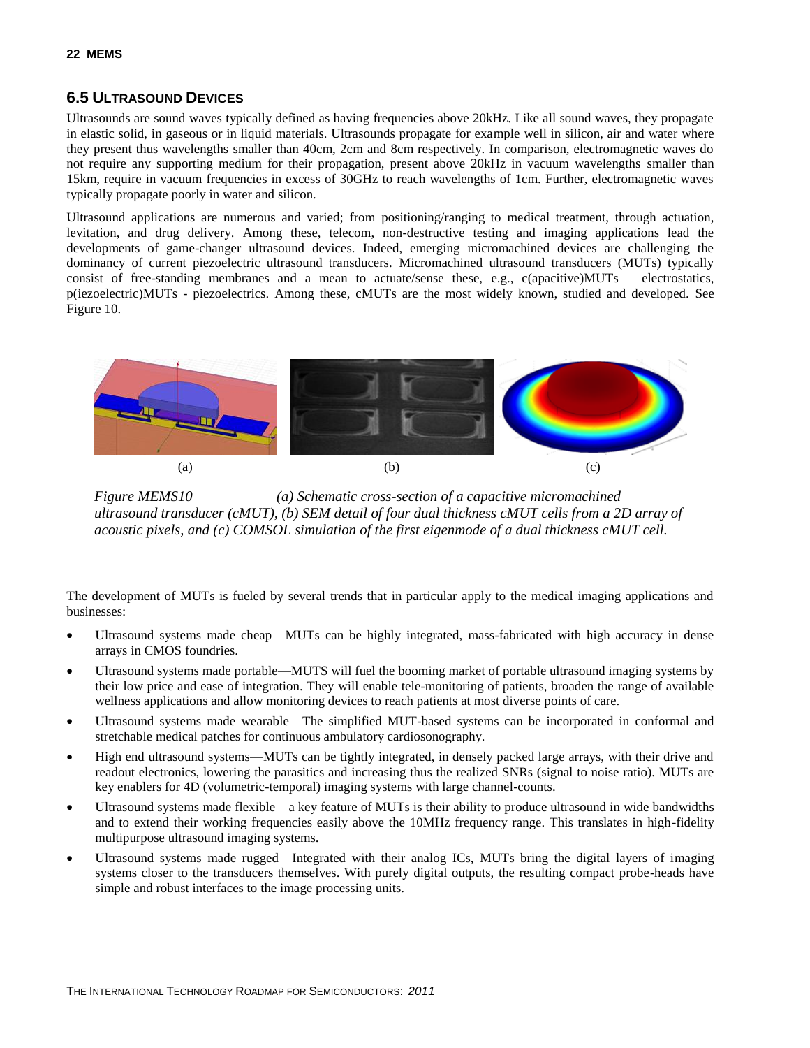## 6.5 Ultrasound Devices

Ultrasounds are sound waves typically defined as having frequencies above 20kHz. Like all sound waves, they propagate in elastic solid, in gaseous or in liquid materials. Ultrasounds propagate for example well in silicon, air and water where they present thus wavelengths smaller than 40cm, 2cm and 8cm respectively. In comparison, electromagnetic waves do not require any supporting medium for their propagation, present above 20kHz in vacuum wavelengths smaller than 15km, require in vacuum frequencies in excess of 30GHz to reach wavelengths of 1cm. Further, electromagnetic waves typically propagate poorly in water and silicon.

Ultrasound applications are numerous and varied; from positioning/ranging to medical treatment, through actuation, levitation, and drug delivery. Among these, telecom, non-destructive testing and imaging applications lead the developments of game-changer ultrasound devices. Indeed, emerging micromachined devices are challenging the dominancy of current piezoelectric ultrasound transducers. Micromachined ultrasound transducers (MUTs) typically consist of free-standing membranes and a mean to actuate/sense these, e.g., c(apacitive)MUTs – electrostatics, p(iezoelectric)MUTs - piezoelectrics. Among these, cMUTs are the most widely known, studied and developed. See Figure 10.

(a) (b) (c)

*Figure MEMS10 (a) Schematic cross-section of a capacitive micromachined ultrasound transducer (cMUT), (b) SEM detail of four dual thickness cMUT cells from a 2D array of acoustic pixels, and (c) COMSOL simulation of the first eigenmode of a dual thickness cMUT cell.*

The development of MUTs is fueled by several trends that in particular apply to the medical imaging applications and businesses:

- Ultrasound systems made cheap—MUTs can be highly integrated, mass-fabricated with high accuracy in dense arrays in CMOS foundries.
- Ultrasound systems made portable—MUTS will fuel the booming market of portable ultrasound imaging systems by their low price and ease of integration. They will enable tele-monitoring of patients, broaden the range of available wellness applications and allow monitoring devices to reach patients at most diverse points of care.
- Ultrasound systems made wearable—The simplified MUT-based systems can be incorporated in conformal and stretchable medical patches for continuous ambulatory cardiosonography.
- High end ultrasound systems—MUTs can be tightly integrated, in densely packed large arrays, with their drive and readout electronics, lowering the parasitics and increasing thus the realized SNRs (signal to noise ratio). MUTs are key enablers for 4D (volumetric-temporal) imaging systems with large channel-counts.
- Ultrasound systems made flexible—a key feature of MUTs is their ability to produce ultrasound in wide bandwidths and to extend their working frequencies easily above the 10MHz frequency range. This translates in high-fidelity multipurpose ultrasound imaging systems.
- Ultrasound systems made rugged—Integrated with their analog ICs, MUTs bring the digital layers of imaging systems closer to the transducers themselves. With purely digital outputs, the resulting compact probe-heads have simple and robust interfaces to the image processing units.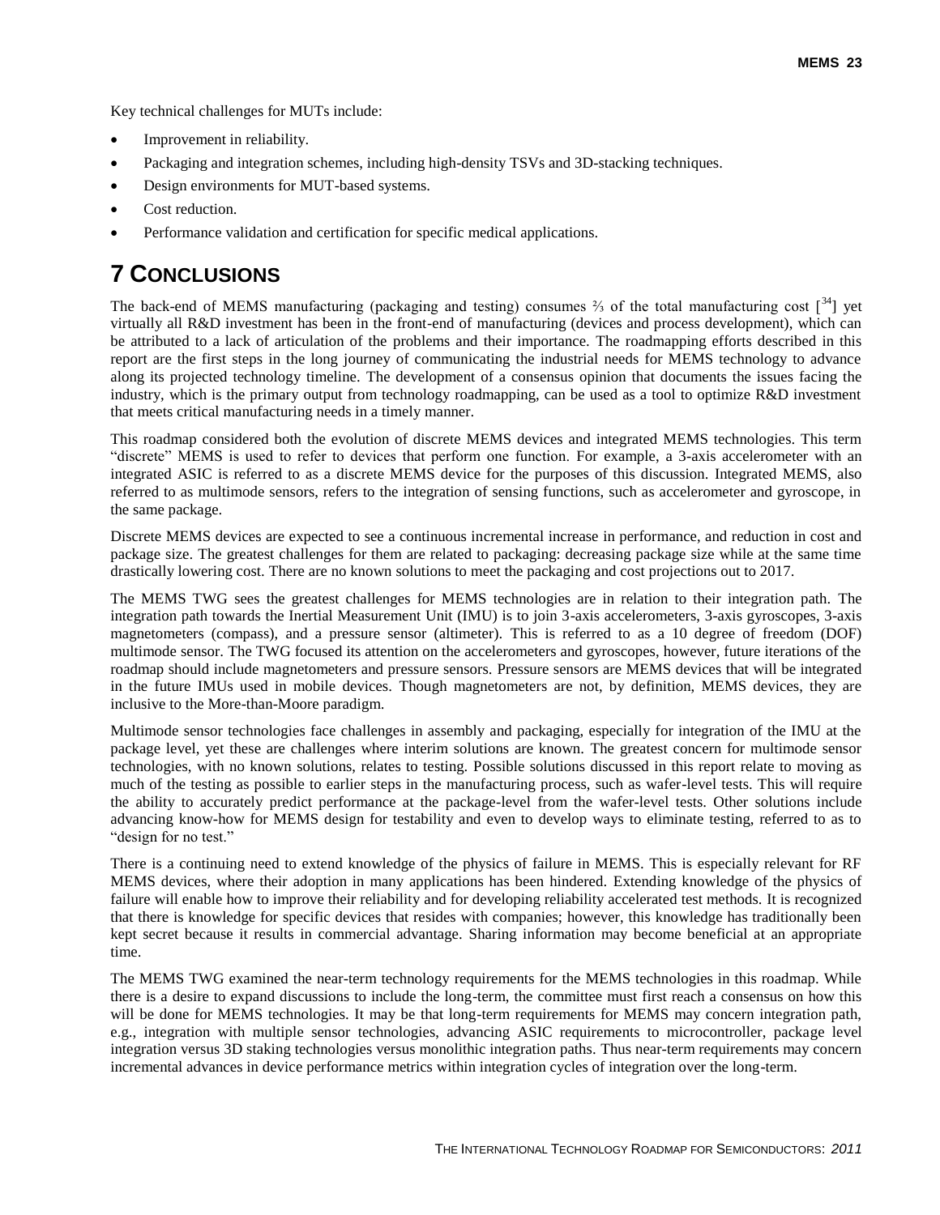Key technical challenges for MUTs include:

- Improvement in reliability.
- Packaging and integration schemes, including high-density TSVs and 3D-stacking techniques.
- Design environments for MUT-based systems.
- Cost reduction.
- Performance validation and certification for specific medical applications.

# 7 Conclusions

The back-end of MEMS manufacturing (packaging and testing) consumes ⅔ of the total manufacturing cost [34] yet virtually all R&D investment has been in the front-end of manufacturing (devices and process development), which can be attributed to a lack of articulation of the problems and their importance. The roadmapping efforts described in this report are the first steps in the long journey of communicating the industrial needs for MEMS technology to advance along its projected technology timeline. The development of a consensus opinion that documents the issues facing the industry, which is the primary output from technology roadmapping, can be used as a tool to optimize R&D investment that meets critical manufacturing needs in a timely manner.

This roadmap considered both the evolution of discrete MEMS devices and integrated MEMS technologies. This term "discrete" MEMS is used to refer to devices that perform one function. For example, a 3-axis accelerometer with an integrated ASIC is referred to as a discrete MEMS device for the purposes of this discussion. Integrated MEMS, also referred to as multimode sensors, refers to the integration of sensing functions, such as accelerometer and gyroscope, in the same package.

Discrete MEMS devices are expected to see a continuous incremental increase in performance, and reduction in cost and package size. The greatest challenges for them are related to packaging: decreasing package size while at the same time drastically lowering cost. There are no known solutions to meet the packaging and cost projections out to 2017.

The MEMS TWG sees the greatest challenges for MEMS technologies are in relation to their integration path. The integration path towards the Inertial Measurement Unit (IMU) is to join 3-axis accelerometers, 3-axis gyroscopes, 3-axis magnetometers (compass), and a pressure sensor (altimeter). This is referred to as a 10 degree of freedom (DOF) multimode sensor. The TWG focused its attention on the accelerometers and gyroscopes, however, future iterations of the roadmap should include magnetometers and pressure sensors. Pressure sensors are MEMS devices that will be integrated in the future IMUs used in mobile devices. Though magnetometers are not, by definition, MEMS devices, they are inclusive to the More-than-Moore paradigm.

Multimode sensor technologies face challenges in assembly and packaging, especially for integration of the IMU at the package level, yet these are challenges where interim solutions are known. The greatest concern for multimode sensor technologies, with no known solutions, relates to testing. Possible solutions discussed in this report relate to moving as much of the testing as possible to earlier steps in the manufacturing process, such as wafer-level tests. This will require the ability to accurately predict performance at the package-level from the wafer-level tests. Other solutions include advancing know-how for MEMS design for testability and even to develop ways to eliminate testing, referred to as to "design for no test."

There is a continuing need to extend knowledge of the physics of failure in MEMS. This is especially relevant for RF MEMS devices, where their adoption in many applications has been hindered. Extending knowledge of the physics of failure will enable how to improve their reliability and for developing reliability accelerated test methods. It is recognized that there is knowledge for specific devices that resides with companies; however, this knowledge has traditionally been kept secret because it results in commercial advantage. Sharing information may become beneficial at an appropriate time.

The MEMS TWG examined the near-term technology requirements for the MEMS technologies in this roadmap. While there is a desire to expand discussions to include the long-term, the committee must first reach a consensus on how this will be done for MEMS technologies. It may be that long-term requirements for MEMS may concern integration path, e.g., integration with multiple sensor technologies, advancing ASIC requirements to microcontroller, package level integration versus 3D staking technologies versus monolithic integration paths. Thus near-term requirements may concern incremental advances in device performance metrics within integration cycles of integration over the long-term.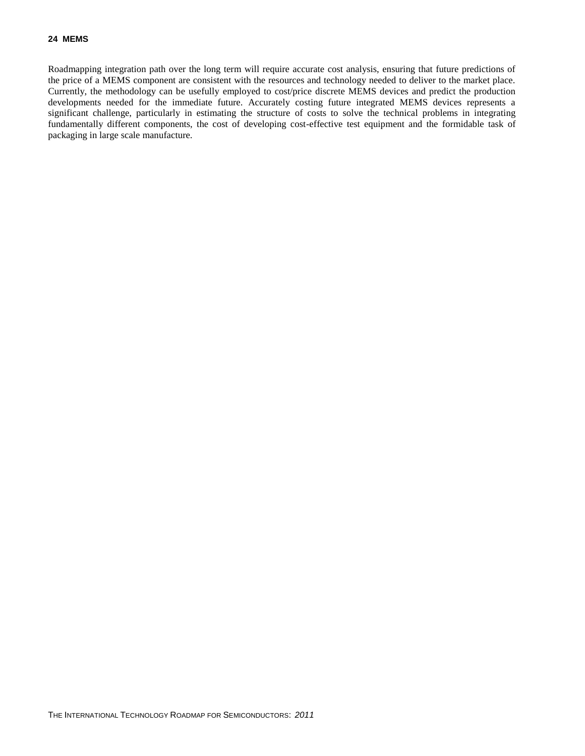Roadmapping integration path over the long term will require accurate cost analysis, ensuring that future predictions of the price of a MEMS component are consistent with the resources and technology needed to deliver to the market place. Currently, the methodology can be usefully employed to cost/price discrete MEMS devices and predict the production developments needed for the immediate future. Accurately costing future integrated MEMS devices represents a significant challenge, particularly in estimating the structure of costs to solve the technical problems in integrating fundamentally different components, the cost of developing cost-effective test equipment and the formidable task of packaging in large scale manufacture.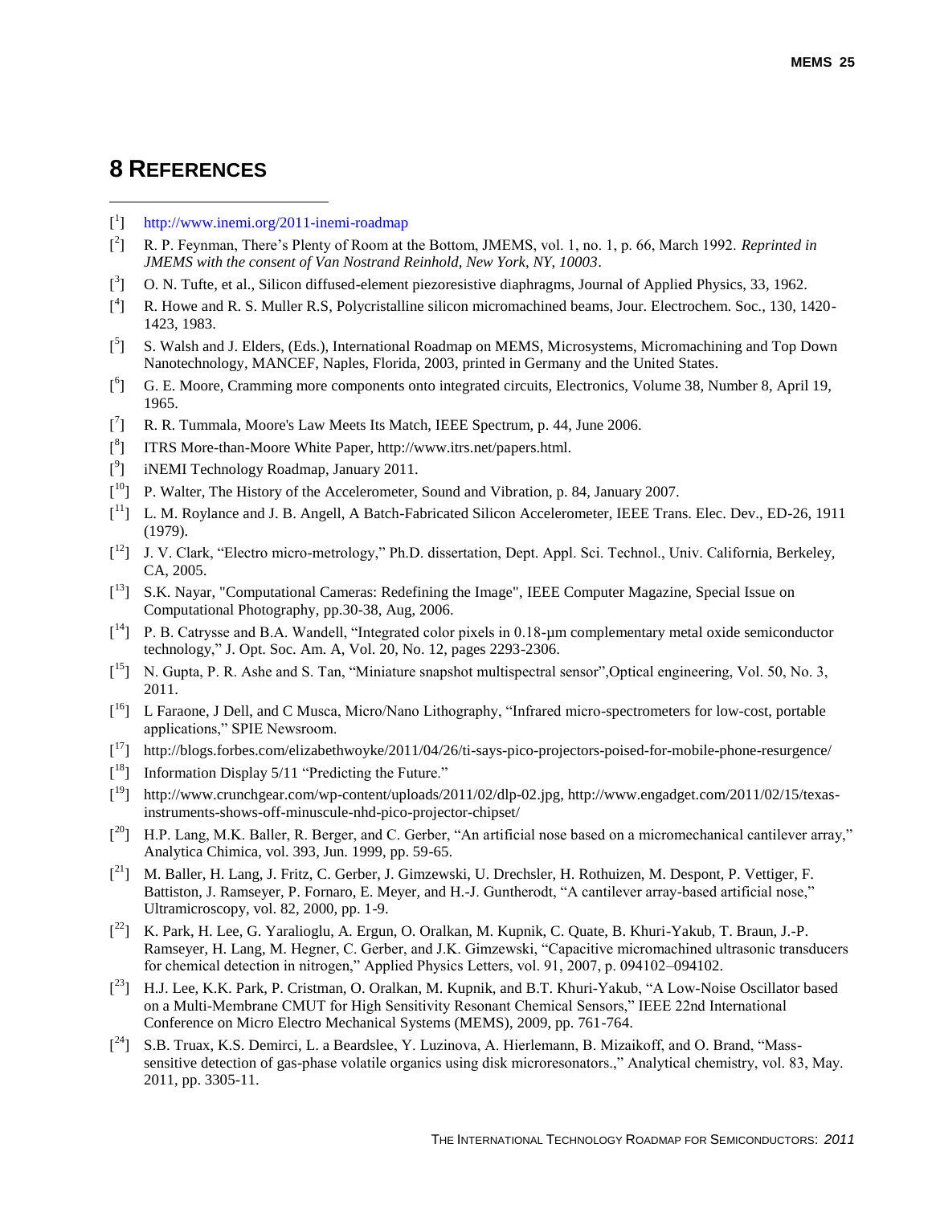# 8 REFERENCES

[1] http://www.inemi.org/2011-inemi-roadmap

[2] R. P. Feynman, There's Plenty of Room at the Bottom, JMEMS, vol. 1, no. 1, p. 66, March 1992. *Reprinted in JMEMS with the consent of Van Nostrand Reinhold, New York, NY, 10003*.

[3] O. N. Tufte, et al., Silicon diffused-element piezoresistive diaphragms, Journal of Applied Physics, 33, 1962.

[4] R. Howe and R. S. Muller R.S, Polycristalline silicon micromachined beams, Jour. Electrochem. Soc., 130, 1420-1423, 1983.

[5] S. Walsh and J. Elders, (Eds.), International Roadmap on MEMS, Microsystems, Micromachining and Top Down Nanotechnology, MANCEF, Naples, Florida, 2003, printed in Germany and the United States.

[6] G. E. Moore, Cramming more components onto integrated circuits, Electronics, Volume 38, Number 8, April 19, 1965.

[7] R. R. Tummala, Moore's Law Meets Its Match, IEEE Spectrum, p. 44, June 2006.

[8] ITRS More-than-Moore White Paper, http://www.itrs.net/papers.html.

[9] iNEMI Technology Roadmap, January 2011.

[10] P. Walter, The History of the Accelerometer, Sound and Vibration, p. 84, January 2007.

[11] L. M. Roylance and J. B. Angell, A Batch-Fabricated Silicon Accelerometer, IEEE Trans. Elec. Dev., ED-26, 1911 (1979).

[12] J. V. Clark, "Electro micro-metrology," Ph.D. dissertation, Dept. Appl. Sci. Technol., Univ. California, Berkeley, CA, 2005.

[13] S.K. Nayar, "Computational Cameras: Redefining the Image", IEEE Computer Magazine, Special Issue on Computational Photography, pp.30-38, Aug, 2006.

[14] P. B. Catrysse and B.A. Wandell, "Integrated color pixels in 0.18-µm complementary metal oxide semiconductor technology," J. Opt. Soc. Am. A, Vol. 20, No. 12, pages 2293-2306.

[15] N. Gupta, P. R. Ashe and S. Tan, "Miniature snapshot multispectral sensor",Optical engineering, Vol. 50, No. 3, 2011.

[16] L Faraone, J Dell, and C Musca, Micro/Nano Lithography, "Infrared micro-spectrometers for low-cost, portable applications," SPIE Newsroom.

[17] http://blogs.forbes.com/elizabethwoyke/2011/04/26/ti-says-pico-projectors-poised-for-mobile-phone-resurgence/

[18] Information Display 5/11 "Predicting the Future."

[19] http://www.crunchgear.com/wp-content/uploads/2011/02/dlp-02.jpg, http://www.engadget.com/2011/02/15/texas-instruments-shows-off-minuscule-nhd-pico-projector-chipset/

[20] H.P. Lang, M.K. Baller, R. Berger, and C. Gerber, "An artificial nose based on a micromechanical cantilever array," Analytica Chimica, vol. 393, Jun. 1999, pp. 59-65.

[21] M. Baller, H. Lang, J. Fritz, C. Gerber, J. Gimzewski, U. Drechsler, H. Rothuizen, M. Despont, P. Vettiger, F. Battiston, J. Ramseyer, P. Fornaro, E. Meyer, and H.-J. Guntherodt, "A cantilever array-based artificial nose," Ultramicroscopy, vol. 82, 2000, pp. 1-9.

[22] K. Park, H. Lee, G. Yaralioglu, A. Ergun, O. Oralkan, M. Kupnik, C. Quate, B. Khuri-Yakub, T. Braun, J.-P. Ramseyer, H. Lang, M. Hegner, C. Gerber, and J.K. Gimzewski, "Capacitive micromachined ultrasonic transducers for chemical detection in nitrogen," Applied Physics Letters, vol. 91, 2007, p. 094102–094102.

[23] H.J. Lee, K.K. Park, P. Cristman, O. Oralkan, M. Kupnik, and B.T. Khuri-Yakub, "A Low-Noise Oscillator based on a Multi-Membrane CMUT for High Sensitivity Resonant Chemical Sensors," IEEE 22nd International Conference on Micro Electro Mechanical Systems (MEMS), 2009, pp. 761-764.

[24] S.B. Truax, K.S. Demirci, L. a Beardslee, Y. Luzinova, A. Hierlemann, B. Mizaikoff, and O. Brand, "Mass-sensitive detection of gas-phase volatile organics using disk microresonators.," Analytical chemistry, vol. 83, May. 2011, pp. 3305-11.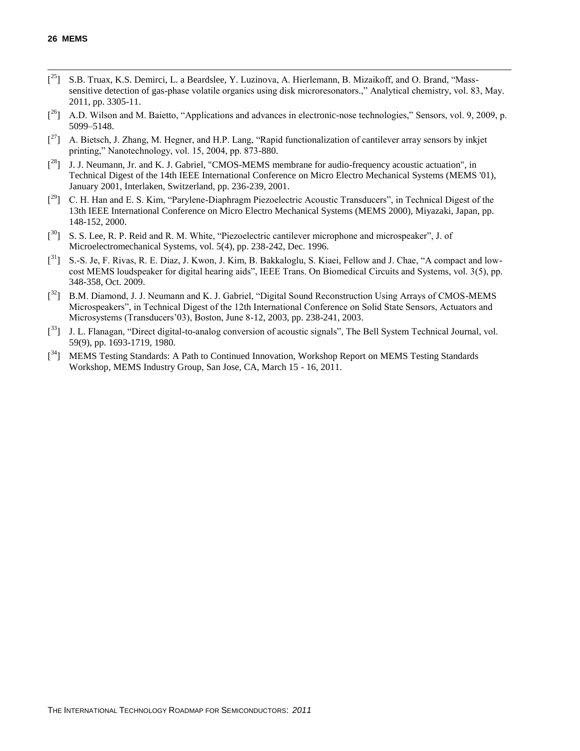[25] S.B. Truax, K.S. Demirci, L. a Beardslee, Y. Luzinova, A. Hierlemann, B. Mizaikoff, and O. Brand, "Mass-sensitive detection of gas-phase volatile organics using disk microresonators.," Analytical chemistry, vol. 83, May. 2011, pp. 3305-11.

[26] A.D. Wilson and M. Baietto, "Applications and advances in electronic-nose technologies," Sensors, vol. 9, 2009, p. 5099–5148.

[27] A. Bietsch, J. Zhang, M. Hegner, and H.P. Lang, "Rapid functionalization of cantilever array sensors by inkjet printing," Nanotechnology, vol. 15, 2004, pp. 873-880.

[28] J. J. Neumann, Jr. and K. J. Gabriel, "CMOS-MEMS membrane for audio-frequency acoustic actuation", in Technical Digest of the 14th IEEE International Conference on Micro Electro Mechanical Systems (MEMS '01), January 2001, Interlaken, Switzerland, pp. 236-239, 2001.

[29] C. H. Han and E. S. Kim, "Parylene-Diaphragm Piezoelectric Acoustic Transducers", in Technical Digest of the 13th IEEE International Conference on Micro Electro Mechanical Systems (MEMS 2000), Miyazaki, Japan, pp. 148-152, 2000.

[30] S. S. Lee, R. P. Reid and R. M. White, "Piezoelectric cantilever microphone and microspeaker", J. of Microelectromechanical Systems, vol. 5(4), pp. 238-242, Dec. 1996.

[31] S.-S. Je, F. Rivas, R. E. Diaz, J. Kwon, J. Kim, B. Bakkaloglu, S. Kiaei, Fellow and J. Chae, "A compact and low-cost MEMS loudspeaker for digital hearing aids", IEEE Trans. On Biomedical Circuits and Systems, vol. 3(5), pp. 348-358, Oct. 2009.

[32] B.M. Diamond, J. J. Neumann and K. J. Gabriel, "Digital Sound Reconstruction Using Arrays of CMOS-MEMS Microspeakers", in Technical Digest of the 12th International Conference on Solid State Sensors, Actuators and Microsystems (Transducers'03), Boston, June 8-12, 2003, pp. 238-241, 2003.

[33] J. L. Flanagan, "Direct digital-to-analog conversion of acoustic signals", The Bell System Technical Journal, vol. 59(9), pp. 1693-1719, 1980.

[34] MEMS Testing Standards: A Path to Continued Innovation, Workshop Report on MEMS Testing Standards Workshop, MEMS Industry Group, San Jose, CA, March 15 - 16, 2011.